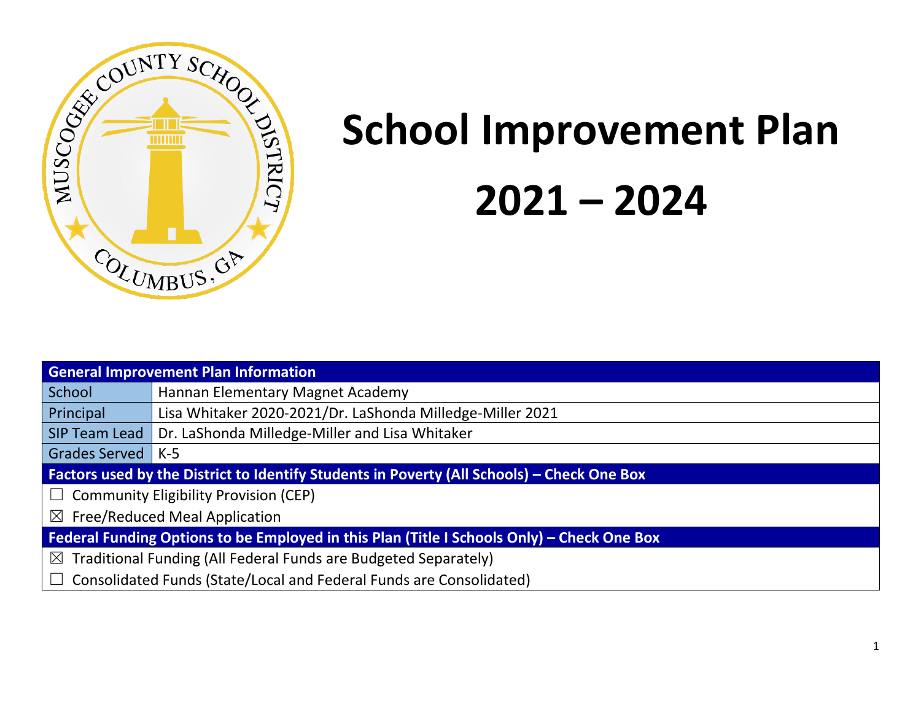# School Improvement Plan

# 2021 – 2024

| General Improvement Plan Information | |
|---|---|
| School | Hannan Elementary Magnet Academy |
| Principal | Lisa Whitaker 2020-2021/Dr. LaShonda Milledge-Miller 2021 |
| SIP Team Lead | Dr. LaShonda Milledge-Miller and Lisa Whitaker |
| Grades Served | K-5 |
| **Factors used by the District to Identify Students in Poverty (All Schools) – Check One Box** | |
| ☐ Community Eligibility Provision (CEP) | |
| ☒ Free/Reduced Meal Application | |
| **Federal Funding Options to be Employed in this Plan (Title I Schools Only) – Check One Box** | |
| ☒ Traditional Funding (All Federal Funds are Budgeted Separately) | |
| ☐ Consolidated Funds (State/Local and Federal Funds are Consolidated) | |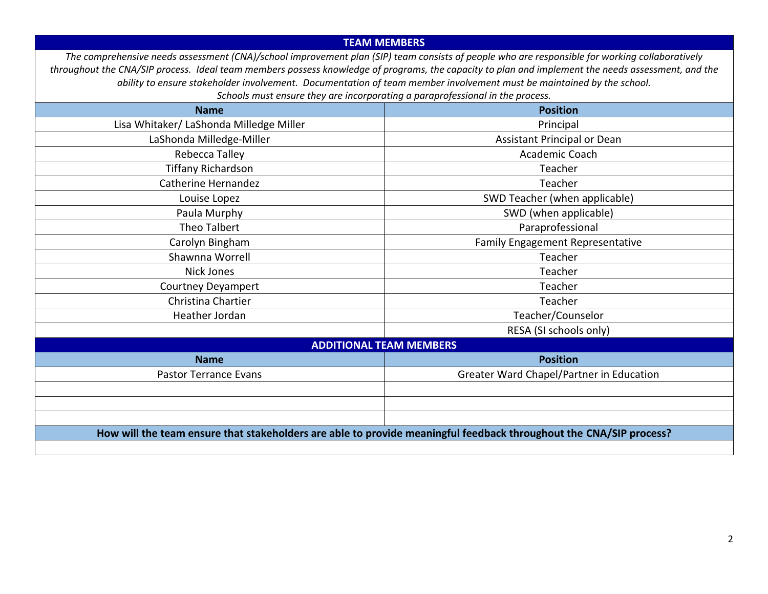## TEAM MEMBERS

*The comprehensive needs assessment (CNA)/school improvement plan (SIP) team consists of people who are responsible for working collaboratively throughout the CNA/SIP process. Ideal team members possess knowledge of programs, the capacity to plan and implement the needs assessment, and the ability to ensure stakeholder involvement. Documentation of team member involvement must be maintained by the school. Schools must ensure they are incorporating a paraprofessional in the process.*

| Name | Position |
|---|---|
| Lisa Whitaker/ LaShonda Milledge Miller | Principal |
| LaShonda Milledge-Miller | Assistant Principal or Dean |
| Rebecca Talley | Academic Coach |
| Tiffany Richardson | Teacher |
| Catherine Hernandez | Teacher |
| Louise Lopez | SWD Teacher (when applicable) |
| Paula Murphy | SWD (when applicable) |
| Theo Talbert | Paraprofessional |
| Carolyn Bingham | Family Engagement Representative |
| Shawnna Worrell | Teacher |
| Nick Jones | Teacher |
| Courtney Deyampert | Teacher |
| Christina Chartier | Teacher |
| Heather Jordan | Teacher/Counselor |
| | RESA (SI schools only) |

## ADDITIONAL TEAM MEMBERS

| Name | Position |
|---|---|
| Pastor Terrance Evans | Greater Ward Chapel/Partner in Education |
| | |
| | |
| | |

**How will the team ensure that stakeholders are able to provide meaningful feedback throughout the CNA/SIP process?**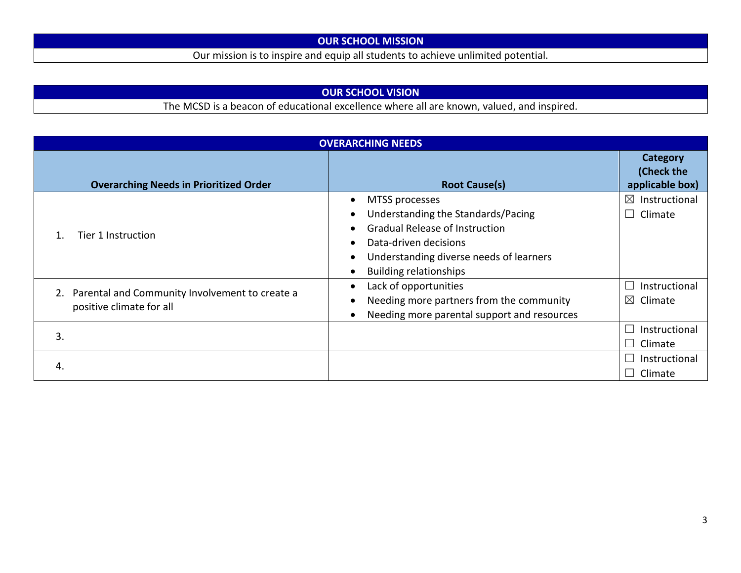## OUR SCHOOL MISSION

Our mission is to inspire and equip all students to achieve unlimited potential.

## OUR SCHOOL VISION

The MCSD is a beacon of educational excellence where all are known, valued, and inspired.

## OVERARCHING NEEDS

| Overarching Needs in Prioritized Order | Root Cause(s) | Category (Check the applicable box) |
|---|---|---|
| 1. Tier 1 Instruction | • MTSS processes<br>• Understanding the Standards/Pacing<br>• Gradual Release of Instruction<br>• Data-driven decisions<br>• Understanding diverse needs of learners<br>• Building relationships | ☒ Instructional<br>☐ Climate |
| 2. Parental and Community Involvement to create a positive climate for all | • Lack of opportunities<br>• Needing more partners from the community<br>• Needing more parental support and resources | ☐ Instructional<br>☒ Climate |
| 3. | | ☐ Instructional<br>☐ Climate |
| 4. | | ☐ Instructional<br>☐ Climate |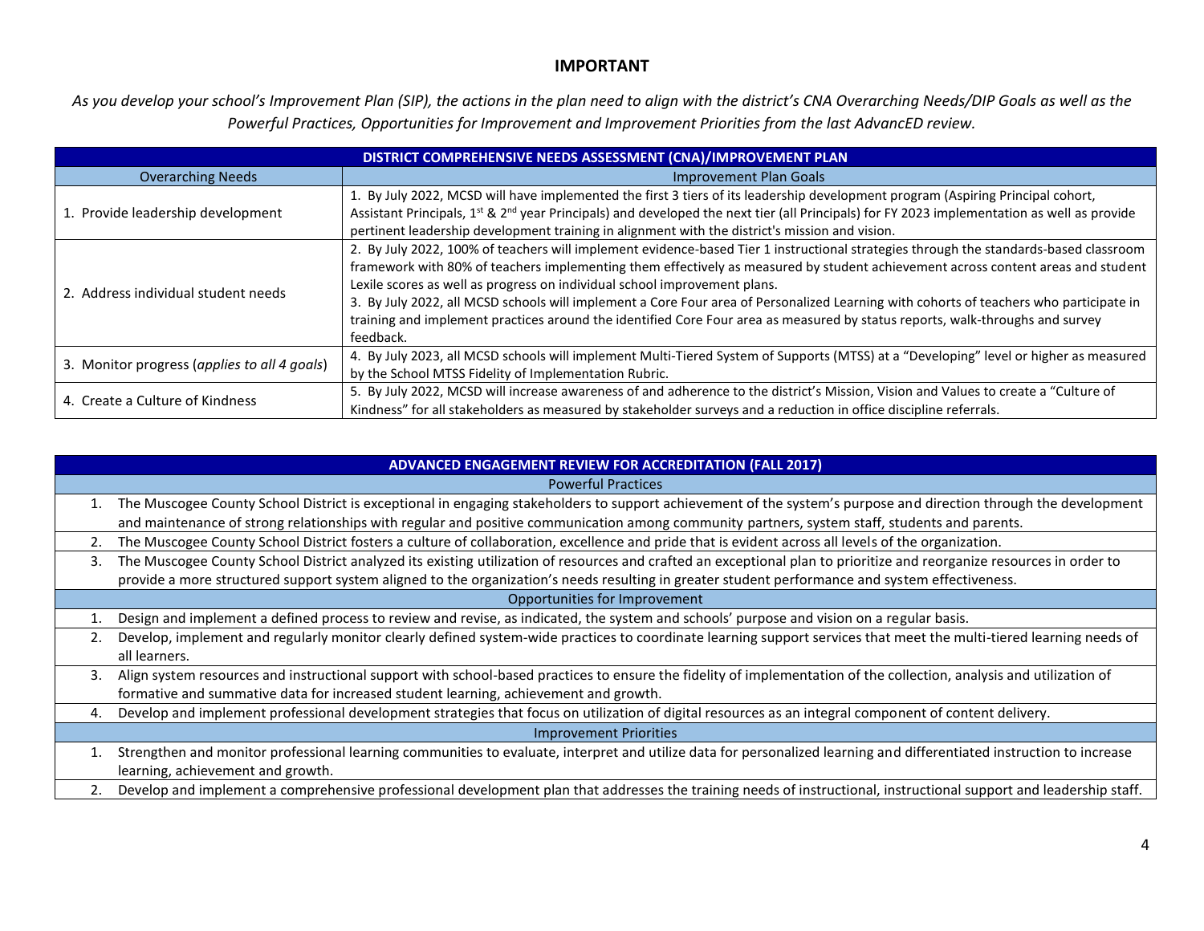## IMPORTANT

*As you develop your school's Improvement Plan (SIP), the actions in the plan need to align with the district's CNA Overarching Needs/DIP Goals as well as the Powerful Practices, Opportunities for Improvement and Improvement Priorities from the last AdvancED review.*

| DISTRICT COMPREHENSIVE NEEDS ASSESSMENT (CNA)/IMPROVEMENT PLAN | |
|---|---|
| Overarching Needs | Improvement Plan Goals |
| 1. Provide leadership development | 1. By July 2022, MCSD will have implemented the first 3 tiers of its leadership development program (Aspiring Principal cohort, Assistant Principals, 1st & 2nd year Principals) and developed the next tier (all Principals) for FY 2023 implementation as well as provide pertinent leadership development training in alignment with the district's mission and vision. |
| 2. Address individual student needs | 2. By July 2022, 100% of teachers will implement evidence-based Tier 1 instructional strategies through the standards-based classroom framework with 80% of teachers implementing them effectively as measured by student achievement across content areas and student Lexile scores as well as progress on individual school improvement plans.<br>3. By July 2022, all MCSD schools will implement a Core Four area of Personalized Learning with cohorts of teachers who participate in training and implement practices around the identified Core Four area as measured by status reports, walk-throughs and survey feedback. |
| 3. Monitor progress (*applies to all 4 goals*) | 4. By July 2023, all MCSD schools will implement Multi-Tiered System of Supports (MTSS) at a "Developing" level or higher as measured by the School MTSS Fidelity of Implementation Rubric. |
| 4. Create a Culture of Kindness | 5. By July 2022, MCSD will increase awareness of and adherence to the district's Mission, Vision and Values to create a "Culture of Kindness" for all stakeholders as measured by stakeholder surveys and a reduction in office discipline referrals. |

| ADVANCED ENGAGEMENT REVIEW FOR ACCREDITATION (FALL 2017) |
|---|
| **Powerful Practices** |
| 1. The Muscogee County School District is exceptional in engaging stakeholders to support achievement of the system's purpose and direction through the development and maintenance of strong relationships with regular and positive communication among community partners, system staff, students and parents. |
| 2. The Muscogee County School District fosters a culture of collaboration, excellence and pride that is evident across all levels of the organization. |
| 3. The Muscogee County School District analyzed its existing utilization of resources and crafted an exceptional plan to prioritize and reorganize resources in order to provide a more structured support system aligned to the organization's needs resulting in greater student performance and system effectiveness. |
| **Opportunities for Improvement** |
| 1. Design and implement a defined process to review and revise, as indicated, the system and schools' purpose and vision on a regular basis. |
| 2. Develop, implement and regularly monitor clearly defined system-wide practices to coordinate learning support services that meet the multi-tiered learning needs of all learners. |
| 3. Align system resources and instructional support with school-based practices to ensure the fidelity of implementation of the collection, analysis and utilization of formative and summative data for increased student learning, achievement and growth. |
| 4. Develop and implement professional development strategies that focus on utilization of digital resources as an integral component of content delivery. |
| **Improvement Priorities** |
| 1. Strengthen and monitor professional learning communities to evaluate, interpret and utilize data for personalized learning and differentiated instruction to increase learning, achievement and growth. |
| 2. Develop and implement a comprehensive professional development plan that addresses the training needs of instructional, instructional support and leadership staff. |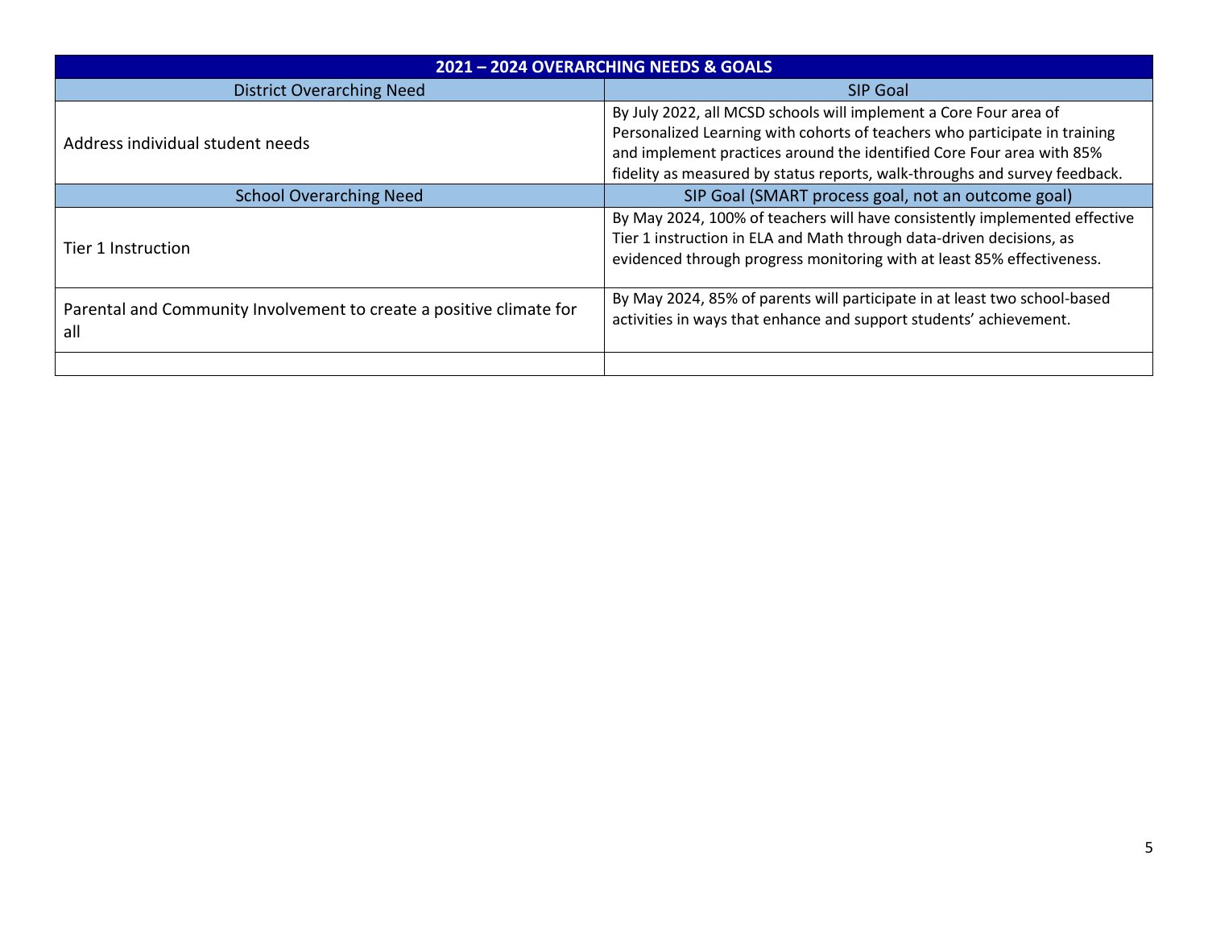| 2021 – 2024 OVERARCHING NEEDS & GOALS | |
|---|---|
| **District Overarching Need** | **SIP Goal** |
| Address individual student needs | By July 2022, all MCSD schools will implement a Core Four area of Personalized Learning with cohorts of teachers who participate in training and implement practices around the identified Core Four area with 85% fidelity as measured by status reports, walk-throughs and survey feedback. |
| **School Overarching Need** | **SIP Goal (SMART process goal, not an outcome goal)** |
| Tier 1 Instruction | By May 2024, 100% of teachers will have consistently implemented effective Tier 1 instruction in ELA and Math through data-driven decisions, as evidenced through progress monitoring with at least 85% effectiveness. |
| Parental and Community Involvement to create a positive climate for all | By May 2024, 85% of parents will participate in at least two school-based activities in ways that enhance and support students' achievement. |
| | |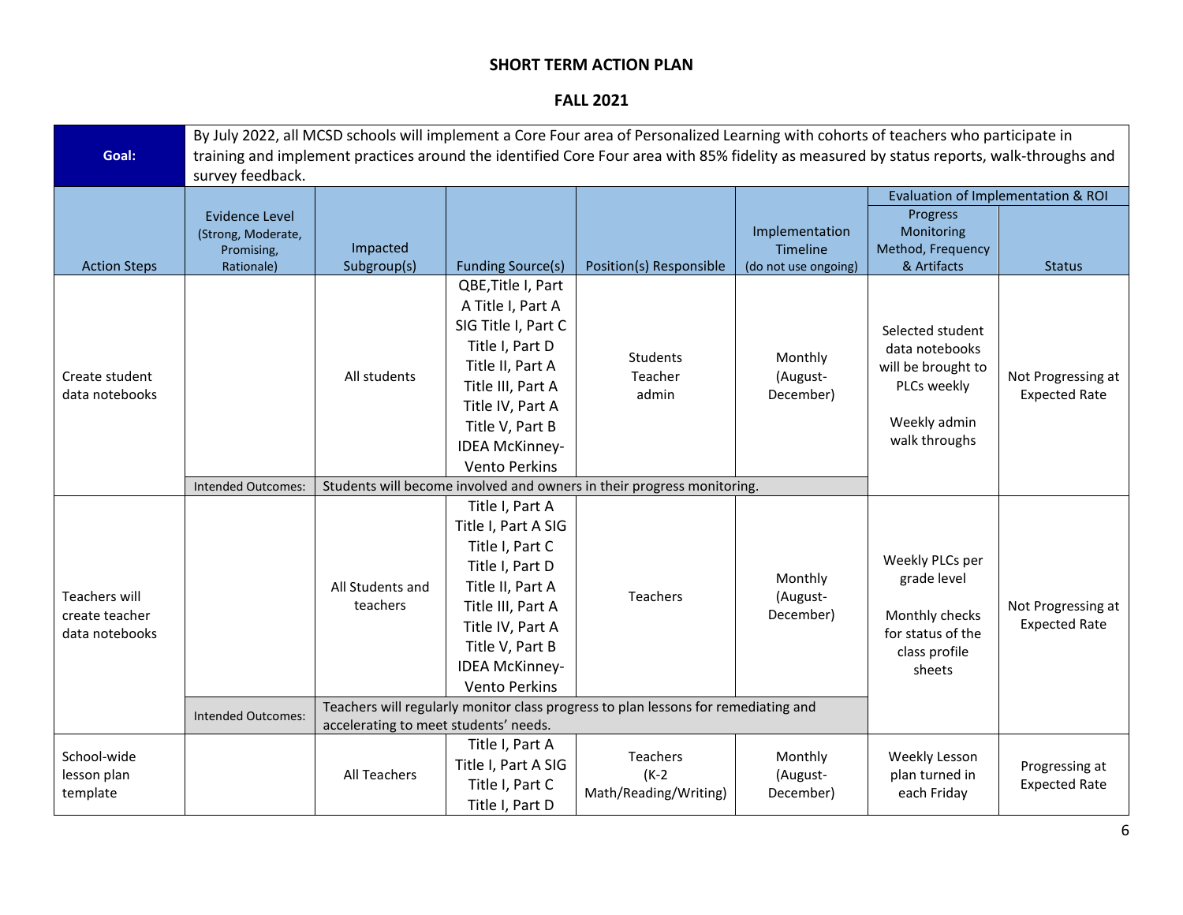## SHORT TERM ACTION PLAN

## FALL 2021

| Goal: | By July 2022, all MCSD schools will implement a Core Four area of Personalized Learning with cohorts of teachers who participate in training and implement practices around the identified Core Four area with 85% fidelity as measured by status reports, walk-throughs and survey feedback. | | | | | | |
|---|---|---|---|---|---|---|---|
| | | | | | | Evaluation of Implementation & ROI | |
| Action Steps | Evidence Level (Strong, Moderate, Promising, Rationale) | Impacted Subgroup(s) | Funding Source(s) | Position(s) Responsible | Implementation Timeline (do not use ongoing) | Progress Monitoring Method, Frequency & Artifacts | Status |
| Create student data notebooks | | All students | QBE,Title I, Part A Title I, Part A SIG Title I, Part C Title I, Part D Title II, Part A Title III, Part A Title IV, Part A Title V, Part B IDEA McKinney-Vento Perkins | Students Teacher admin | Monthly (August-December) | Selected student data notebooks will be brought to PLCs weekly<br><br>Weekly admin walk throughs | Not Progressing at Expected Rate |
| | Intended Outcomes: | Students will become involved and owners in their progress monitoring. | | | | | |
| Teachers will create teacher data notebooks | | All Students and teachers | Title I, Part A Title I, Part A SIG Title I, Part C Title I, Part D Title II, Part A Title III, Part A Title IV, Part A Title V, Part B IDEA McKinney-Vento Perkins | Teachers | Monthly (August-December) | Weekly PLCs per grade level<br><br>Monthly checks for status of the class profile sheets | Not Progressing at Expected Rate |
| | Intended Outcomes: | Teachers will regularly monitor class progress to plan lessons for remediating and accelerating to meet students' needs. | | | | | |
| School-wide lesson plan template | | All Teachers | Title I, Part A Title I, Part A SIG Title I, Part C Title I, Part D | Teachers (K-2 Math/Reading/Writing) | Monthly (August-December) | Weekly Lesson plan turned in each Friday | Progressing at Expected Rate |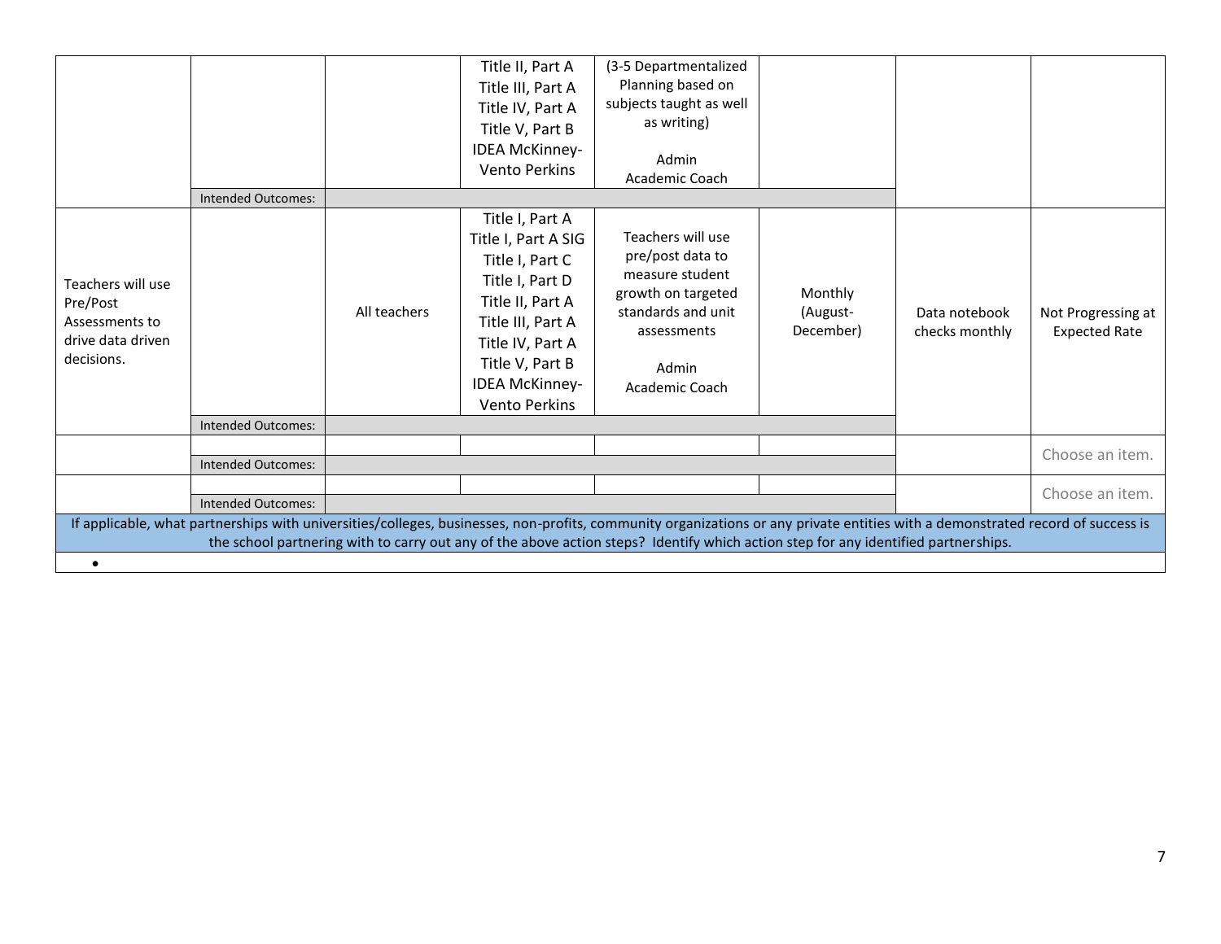|  |  |  |  |  |  |  |  |
|---|---|---|---|---|---|---|---|
|  |  |  | Title II, Part A<br>Title III, Part A<br>Title IV, Part A<br>Title V, Part B<br>IDEA McKinney-Vento Perkins | (3-5 Departmentalized Planning based on subjects taught as well as writing)<br><br>Admin<br>Academic Coach |  |  |  |
|  | Intended Outcomes: |  |  |  |  |  |  |
| Teachers will use Pre/Post Assessments to drive data driven decisions. |  | All teachers | Title I, Part A<br>Title I, Part A SIG<br>Title I, Part C<br>Title I, Part D<br>Title II, Part A<br>Title III, Part A<br>Title IV, Part A<br>Title V, Part B<br>IDEA McKinney-Vento Perkins | Teachers will use pre/post data to measure student growth on targeted standards and unit assessments<br><br>Admin<br>Academic Coach | Monthly (August-December) | Data notebook checks monthly | Not Progressing at Expected Rate |
|  | Intended Outcomes: |  |  |  |  |  |  |
|  |  |  |  |  |  |  | Choose an item. |
|  | Intended Outcomes: |  |  |  |  |  |  |
|  |  |  |  |  |  |  | Choose an item. |
|  | Intended Outcomes: |  |  |  |  |  |  |

| If applicable, what partnerships with universities/colleges, businesses, non-profits, community organizations or any private entities with a demonstrated record of success is the school partnering with to carry out any of the above action steps? Identify which action step for any identified partnerships. |
|---|
| • |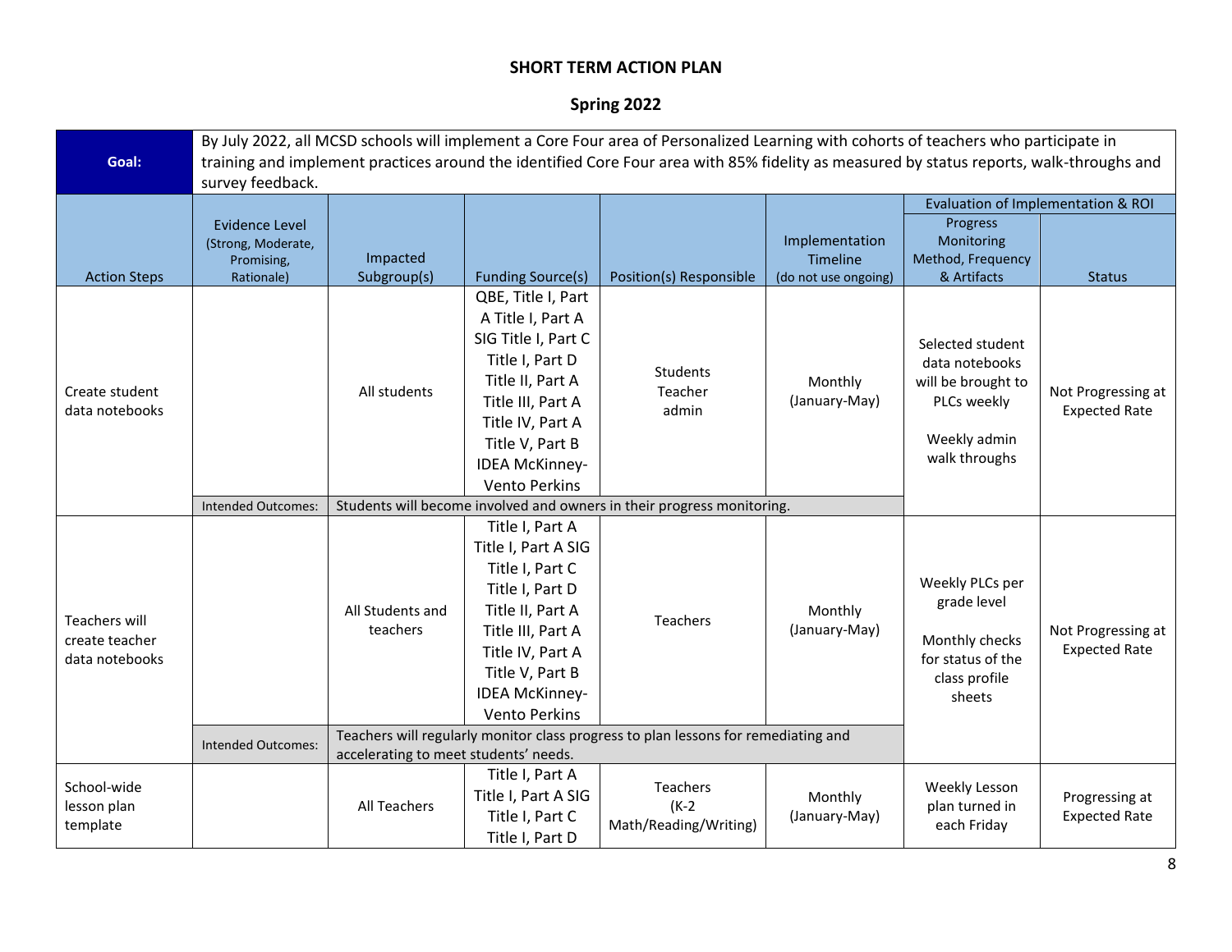## SHORT TERM ACTION PLAN

## Spring 2022

| **Goal:** | By July 2022, all MCSD schools will implement a Core Four area of Personalized Learning with cohorts of teachers who participate in training and implement practices around the identified Core Four area with 85% fidelity as measured by status reports, walk-throughs and survey feedback. | | | | | | |
|---|---|---|---|---|---|---|---|
| | | | | | | Evaluation of Implementation & ROI | |
| Action Steps | Evidence Level (Strong, Moderate, Promising, Rationale) | Impacted Subgroup(s) | Funding Source(s) | Position(s) Responsible | Implementation Timeline (do not use ongoing) | Progress Monitoring Method, Frequency & Artifacts | Status |
| Create student data notebooks | | All students | QBE, Title I, Part A Title I, Part A SIG Title I, Part C Title I, Part D Title II, Part A Title III, Part A Title IV, Part A Title V, Part B IDEA McKinney-Vento Perkins | Students Teacher admin | Monthly (January-May) | Selected student data notebooks will be brought to PLCs weekly<br><br>Weekly admin walk throughs | Not Progressing at Expected Rate |
| | Intended Outcomes: | Students will become involved and owners in their progress monitoring. | | | | | |
| Teachers will create teacher data notebooks | | All Students and teachers | Title I, Part A Title I, Part A SIG Title I, Part C Title I, Part D Title II, Part A Title III, Part A Title IV, Part A Title V, Part B IDEA McKinney-Vento Perkins | Teachers | Monthly (January-May) | Weekly PLCs per grade level<br><br>Monthly checks for status of the class profile sheets | Not Progressing at Expected Rate |
| | Intended Outcomes: | Teachers will regularly monitor class progress to plan lessons for remediating and accelerating to meet students' needs. | | | | | |
| School-wide lesson plan template | | All Teachers | Title I, Part A Title I, Part A SIG Title I, Part C Title I, Part D | Teachers (K-2 Math/Reading/Writing) | Monthly (January-May) | Weekly Lesson plan turned in each Friday | Progressing at Expected Rate |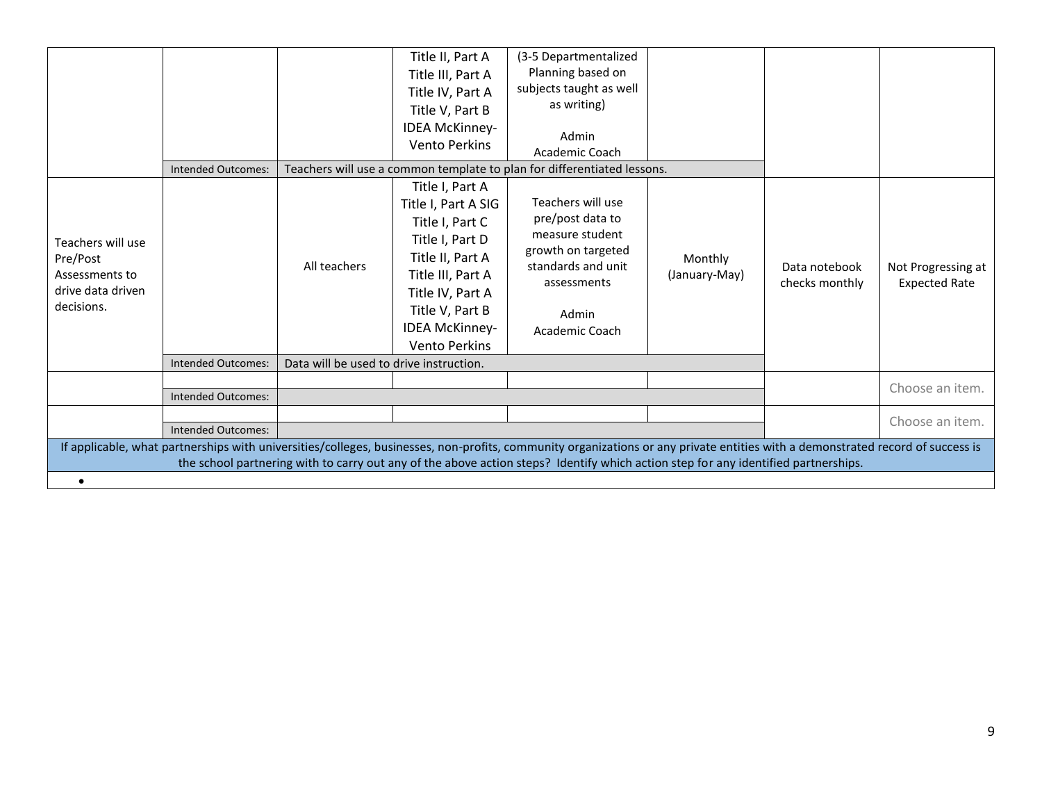| | | | | | | | |
|---|---|---|---|---|---|---|---|
| | | | Title II, Part A<br>Title III, Part A<br>Title IV, Part A<br>Title V, Part B<br>IDEA McKinney-Vento Perkins | (3-5 Departmentalized Planning based on subjects taught as well as writing)<br><br>Admin<br>Academic Coach | | | |
| | Intended Outcomes: | Teachers will use a common template to plan for differentiated lessons. | | | | | |
| Teachers will use Pre/Post Assessments to drive data driven decisions. | | All teachers | Title I, Part A<br>Title I, Part A SIG<br>Title I, Part C<br>Title I, Part D<br>Title II, Part A<br>Title III, Part A<br>Title IV, Part A<br>Title V, Part B<br>IDEA McKinney-Vento Perkins | Teachers will use pre/post data to measure student growth on targeted standards and unit assessments<br><br>Admin<br>Academic Coach | Monthly (January-May) | Data notebook checks monthly | Not Progressing at Expected Rate |
| | Intended Outcomes: | Data will be used to drive instruction. | | | | | |
| | | | | | | | Choose an item. |
| | Intended Outcomes: | | | | | | |
| | | | | | | | Choose an item. |
| | Intended Outcomes: | | | | | | |

If applicable, what partnerships with universities/colleges, businesses, non-profits, community organizations or any private entities with a demonstrated record of success is the school partnering with to carry out any of the above action steps? Identify which action step for any identified partnerships.

-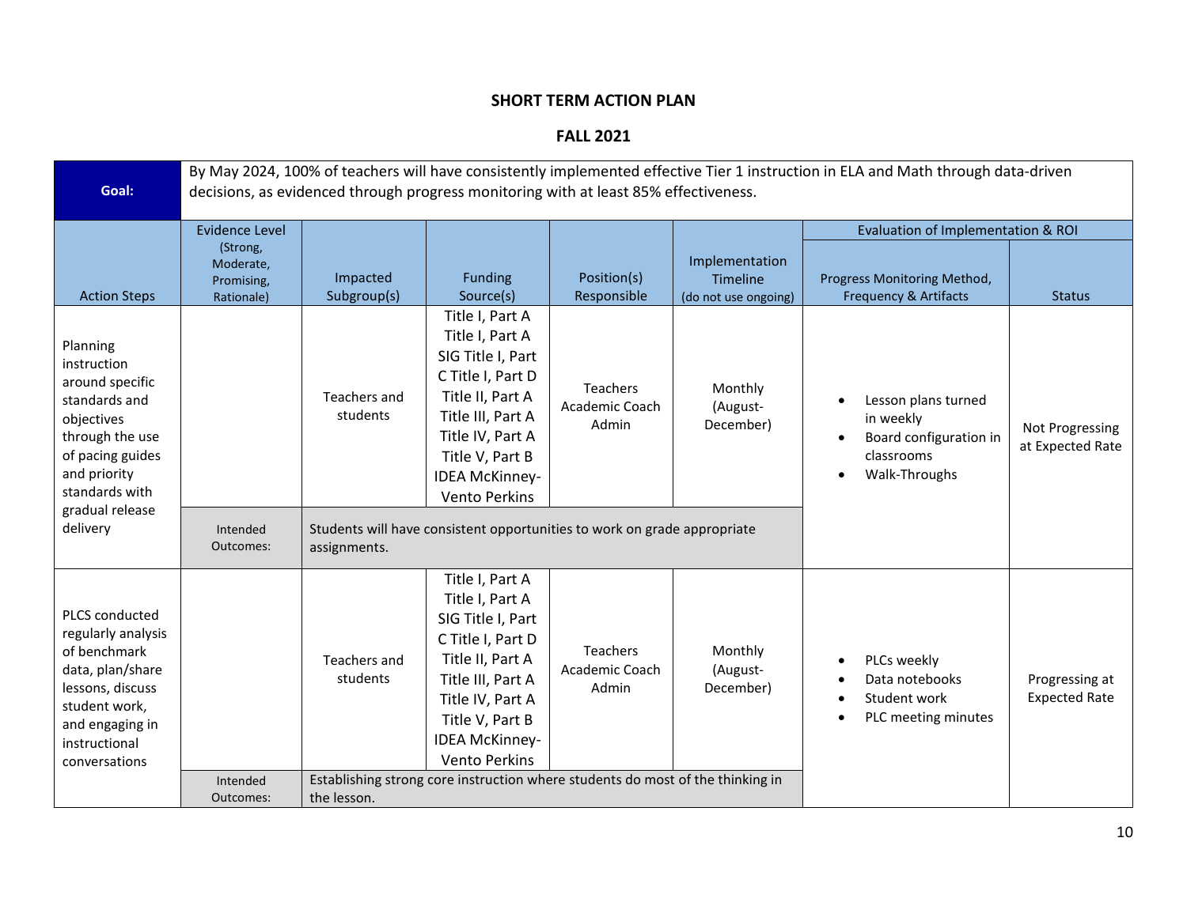**SHORT TERM ACTION PLAN**

**FALL 2021**

| **Goal:** | By May 2024, 100% of teachers will have consistently implemented effective Tier 1 instruction in ELA and Math through data-driven decisions, as evidenced through progress monitoring with at least 85% effectiveness. | | | | | | |
|---|---|---|---|---|---|---|---|
| | | | | | | Evaluation of Implementation & ROI | |
| Action Steps | Evidence Level (Strong, Moderate, Promising, Rationale) | Impacted Subgroup(s) | Funding Source(s) | Position(s) Responsible | Implementation Timeline (do not use ongoing) | Progress Monitoring Method, Frequency & Artifacts | Status |
| Planning instruction around specific standards and objectives through the use of pacing guides and priority standards with gradual release delivery | | Teachers and students | Title I, Part A Title I, Part A SIG Title I, Part C Title I, Part D Title II, Part A Title III, Part A Title IV, Part A Title V, Part B IDEA McKinney-Vento Perkins | Teachers Academic Coach Admin | Monthly (August-December) | • Lesson plans turned in weekly<br>• Board configuration in classrooms<br>• Walk-Throughs | Not Progressing at Expected Rate |
| | Intended Outcomes: | Students will have consistent opportunities to work on grade appropriate assignments. | | | | | |
| PLCS conducted regularly analysis of benchmark data, plan/share lessons, discuss student work, and engaging in instructional conversations | | Teachers and students | Title I, Part A Title I, Part A SIG Title I, Part C Title I, Part D Title II, Part A Title III, Part A Title IV, Part A Title V, Part B IDEA McKinney-Vento Perkins | Teachers Academic Coach Admin | Monthly (August-December) | • PLCs weekly<br>• Data notebooks<br>• Student work<br>• PLC meeting minutes | Progressing at Expected Rate |
| | Intended Outcomes: | Establishing strong core instruction where students do most of the thinking in the lesson. | | | | | |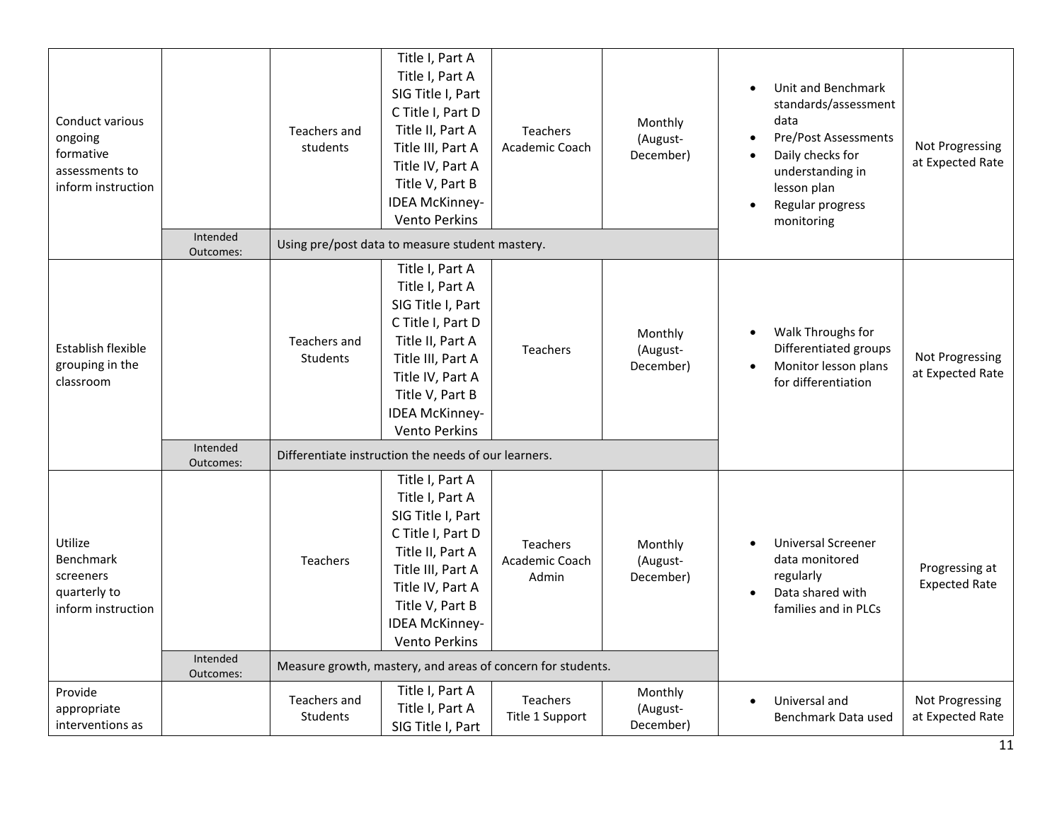| | | | | | | | |
|---|---|---|---|---|---|---|---|
| Conduct various ongoing formative assessments to inform instruction | | Teachers and students | Title I, Part A Title I, Part A SIG Title I, Part C Title I, Part D Title II, Part A Title III, Part A Title IV, Part A Title V, Part B IDEA McKinney-Vento Perkins | Teachers Academic Coach | Monthly (August-December) | • Unit and Benchmark standards/assessment data<br>• Pre/Post Assessments<br>• Daily checks for understanding in lesson plan<br>• Regular progress monitoring | Not Progressing at Expected Rate |
| | Intended Outcomes: | Using pre/post data to measure student mastery. | | | | | |
| Establish flexible grouping in the classroom | | Teachers and Students | Title I, Part A Title I, Part A SIG Title I, Part C Title I, Part D Title II, Part A Title III, Part A Title IV, Part A Title V, Part B IDEA McKinney-Vento Perkins | Teachers | Monthly (August-December) | • Walk Throughs for Differentiated groups<br>• Monitor lesson plans for differentiation | Not Progressing at Expected Rate |
| | Intended Outcomes: | Differentiate instruction the needs of our learners. | | | | | |
| Utilize Benchmark screeners quarterly to inform instruction | | Teachers | Title I, Part A Title I, Part A SIG Title I, Part C Title I, Part D Title II, Part A Title III, Part A Title IV, Part A Title V, Part B IDEA McKinney-Vento Perkins | Teachers Academic Coach Admin | Monthly (August-December) | • Universal Screener data monitored regularly<br>• Data shared with families and in PLCs | Progressing at Expected Rate |
| | Intended Outcomes: | Measure growth, mastery, and areas of concern for students. | | | | | |
| Provide appropriate interventions as | | Teachers and Students | Title I, Part A Title I, Part A SIG Title I, Part | Teachers Title 1 Support | Monthly (August-December) | • Universal and Benchmark Data used | Not Progressing at Expected Rate |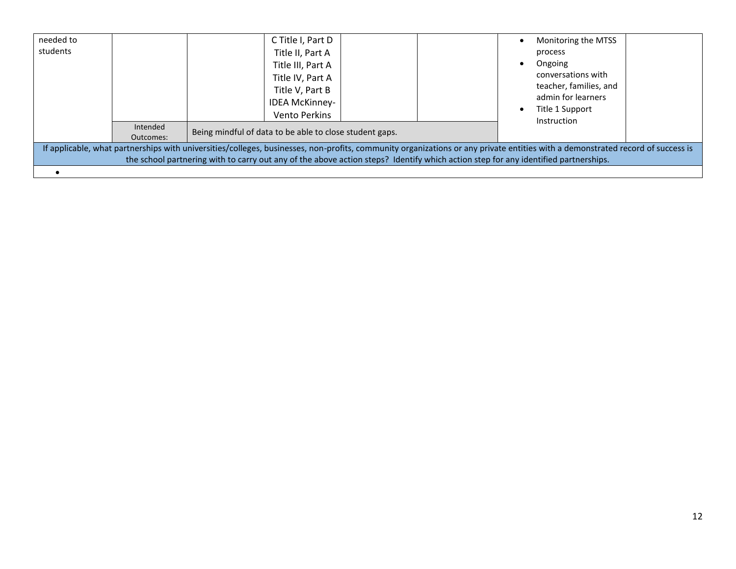| | | | | | | | |
|---|---|---|---|---|---|---|---|
| needed to students | | | C Title I, Part D<br>Title II, Part A<br>Title III, Part A<br>Title IV, Part A<br>Title V, Part B<br>IDEA McKinney-Vento Perkins | | | • Monitoring the MTSS process<br>• Ongoing conversations with teacher, families, and admin for learners<br>• Title 1 Support Instruction | |
| | Intended Outcomes: | Being mindful of data to be able to close student gaps. | | | | | |
| If applicable, what partnerships with universities/colleges, businesses, non-profits, community organizations or any private entities with a demonstrated record of success is the school partnering with to carry out any of the above action steps? Identify which action step for any identified partnerships. | | | | | | | |
| • | | | | | | | |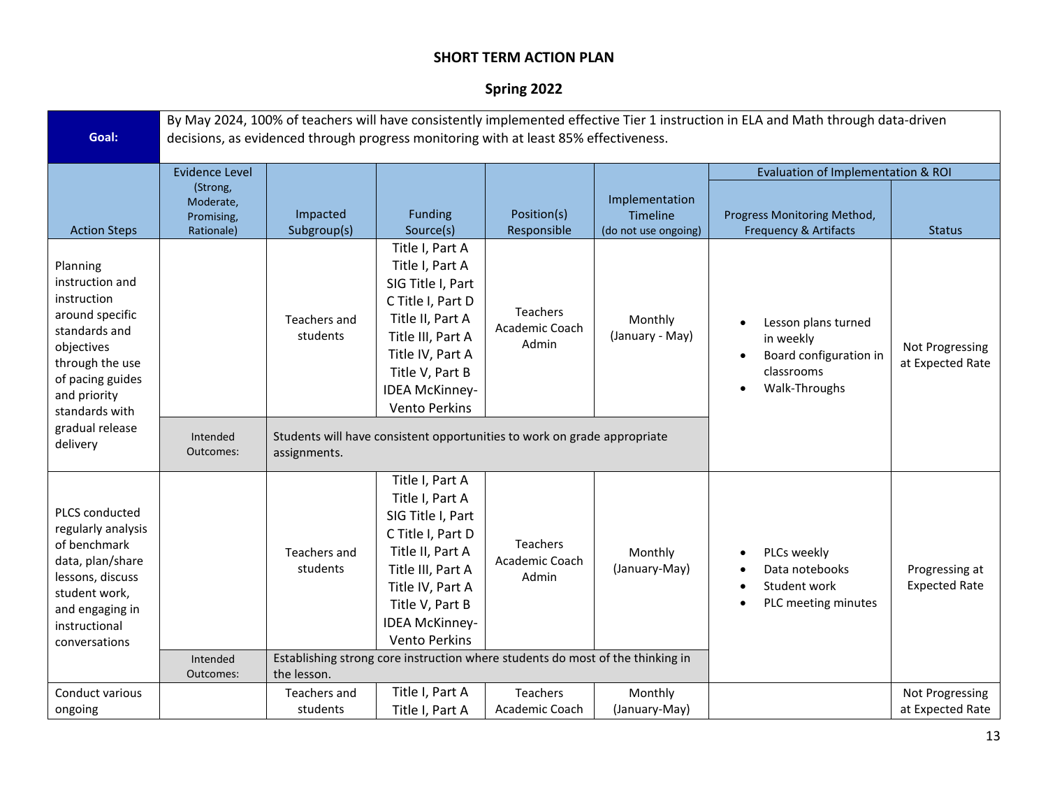# SHORT TERM ACTION PLAN

## Spring 2022

| Goal: | By May 2024, 100% of teachers will have consistently implemented effective Tier 1 instruction in ELA and Math through data-driven decisions, as evidenced through progress monitoring with at least 85% effectiveness. | | | | | | |
|---|---|---|---|---|---|---|---|
| | | | | | | Evaluation of Implementation & ROI | |
| Action Steps | Evidence Level (Strong, Moderate, Promising, Rationale) | Impacted Subgroup(s) | Funding Source(s) | Position(s) Responsible | Implementation Timeline (do not use ongoing) | Progress Monitoring Method, Frequency & Artifacts | Status |
| Planning instruction and instruction around specific standards and objectives through the use of pacing guides and priority standards with gradual release delivery | | Teachers and students | Title I, Part A Title I, Part A SIG Title I, Part C Title I, Part D Title II, Part A Title III, Part A Title IV, Part A Title V, Part B IDEA McKinney-Vento Perkins | Teachers Academic Coach Admin | Monthly (January - May) | • Lesson plans turned in weekly • Board configuration in classrooms • Walk-Throughs | Not Progressing at Expected Rate |
| | Intended Outcomes: | Students will have consistent opportunities to work on grade appropriate assignments. | | | | | |
| PLCS conducted regularly analysis of benchmark data, plan/share lessons, discuss student work, and engaging in instructional conversations | | Teachers and students | Title I, Part A Title I, Part A SIG Title I, Part C Title I, Part D Title II, Part A Title III, Part A Title IV, Part A Title V, Part B IDEA McKinney-Vento Perkins | Teachers Academic Coach Admin | Monthly (January-May) | • PLCs weekly • Data notebooks • Student work • PLC meeting minutes | Progressing at Expected Rate |
| | Intended Outcomes: | Establishing strong core instruction where students do most of the thinking in the lesson. | | | | | |
| Conduct various ongoing | | Teachers and students | Title I, Part A Title I, Part A | Teachers Academic Coach | Monthly (January-May) | | Not Progressing at Expected Rate |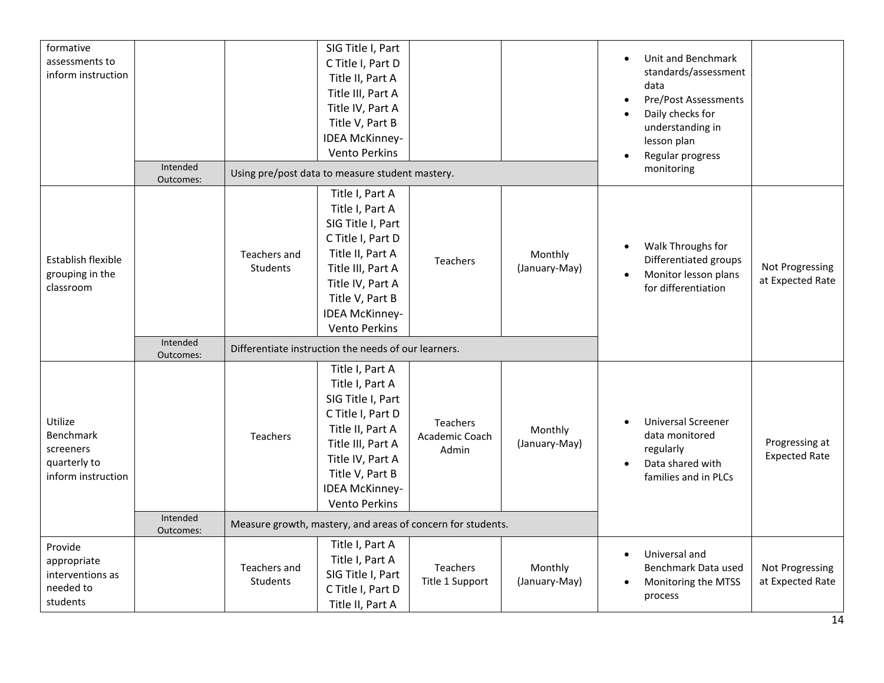| | | | | | | | |
|---|---|---|---|---|---|---|---|
| formative assessments to inform instruction | | | SIG Title I, Part C Title I, Part D Title II, Part A Title III, Part A Title IV, Part A Title V, Part B IDEA McKinney-Vento Perkins | | | • Unit and Benchmark standards/assessment data<br>• Pre/Post Assessments<br>• Daily checks for understanding in lesson plan<br>• Regular progress monitoring | |
| | Intended Outcomes: | Using pre/post data to measure student mastery. | | | | | |
| Establish flexible grouping in the classroom | | Teachers and Students | Title I, Part A Title I, Part A SIG Title I, Part C Title I, Part D Title II, Part A Title III, Part A Title IV, Part A Title V, Part B IDEA McKinney-Vento Perkins | Teachers | Monthly (January-May) | • Walk Throughs for Differentiated groups<br>• Monitor lesson plans for differentiation | Not Progressing at Expected Rate |
| | Intended Outcomes: | Differentiate instruction the needs of our learners. | | | | | |
| Utilize Benchmark screeners quarterly to inform instruction | | Teachers | Title I, Part A Title I, Part A SIG Title I, Part C Title I, Part D Title II, Part A Title III, Part A Title IV, Part A Title V, Part B IDEA McKinney-Vento Perkins | Teachers Academic Coach Admin | Monthly (January-May) | • Universal Screener data monitored regularly<br>• Data shared with families and in PLCs | Progressing at Expected Rate |
| | Intended Outcomes: | Measure growth, mastery, and areas of concern for students. | | | | | |
| Provide appropriate interventions as needed to students | | Teachers and Students | Title I, Part A Title I, Part A SIG Title I, Part C Title I, Part D Title II, Part A | Teachers Title 1 Support | Monthly (January-May) | • Universal and Benchmark Data used<br>• Monitoring the MTSS process | Not Progressing at Expected Rate |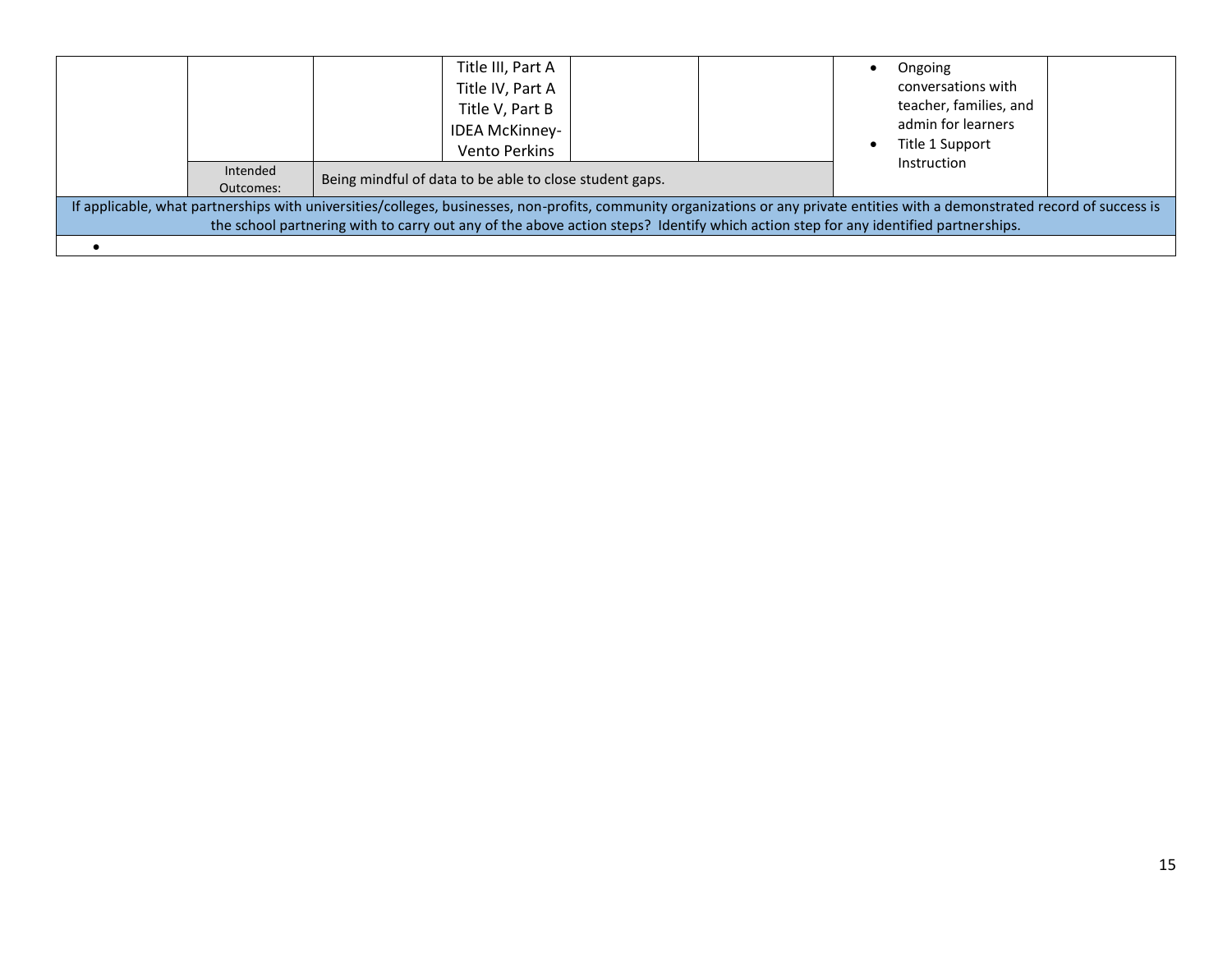| | | | | | | | |
|---|---|---|---|---|---|---|---|
| | | | Title III, Part A<br>Title IV, Part A<br>Title V, Part B<br>IDEA McKinney-Vento Perkins | | | • Ongoing conversations with teacher, families, and admin for learners<br>• Title 1 Support Instruction | |
| | Intended Outcomes: | Being mindful of data to be able to close student gaps. | | | | | |
| If applicable, what partnerships with universities/colleges, businesses, non-profits, community organizations or any private entities with a demonstrated record of success is the school partnering with to carry out any of the above action steps? Identify which action step for any identified partnerships. | | | | | | | |
| • | | | | | | | |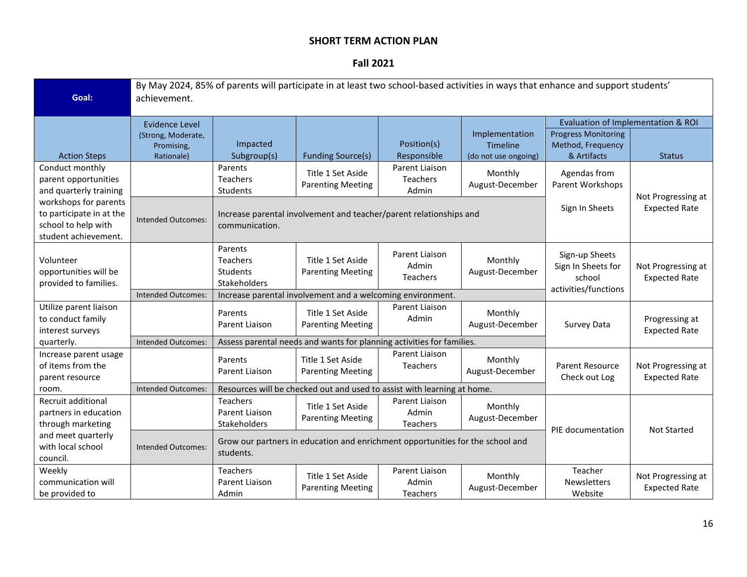# SHORT TERM ACTION PLAN

## Fall 2021

| Goal: | By May 2024, 85% of parents will participate in at least two school-based activities in ways that enhance and support students' achievement. | | | | | | |
|---|---|---|---|---|---|---|---|
| | | | | | | Evaluation of Implementation & ROI | |
| Action Steps | Evidence Level (Strong, Moderate, Promising, Rationale) | Impacted Subgroup(s) | Funding Source(s) | Position(s) Responsible | Implementation Timeline (do not use ongoing) | Progress Monitoring Method, Frequency & Artifacts | Status |
| Conduct monthly parent opportunities and quarterly training workshops for parents to participate in at the school to help with student achievement. | | Parents<br>Teachers<br>Students | Title 1 Set Aside Parenting Meeting | Parent Liaison<br>Teachers<br>Admin | Monthly August-December | Agendas from Parent Workshops<br><br>Sign In Sheets | Not Progressing at Expected Rate |
| | Intended Outcomes: | Increase parental involvement and teacher/parent relationships and communication. | | | | | |
| Volunteer opportunities will be provided to families. | | Parents<br>Teachers<br>Students<br>Stakeholders | Title 1 Set Aside Parenting Meeting | Parent Liaison<br>Admin<br>Teachers | Monthly August-December | Sign-up Sheets<br>Sign In Sheets for school activities/functions | Not Progressing at Expected Rate |
| | Intended Outcomes: | Increase parental involvement and a welcoming environment. | | | | | |
| Utilize parent liaison to conduct family interest surveys quarterly. | | Parents<br>Parent Liaison | Title 1 Set Aside Parenting Meeting | Parent Liaison<br>Admin | Monthly August-December | Survey Data | Progressing at Expected Rate |
| | Intended Outcomes: | Assess parental needs and wants for planning activities for families. | | | | | |
| Increase parent usage of items from the parent resource room. | | Parents<br>Parent Liaison | Title 1 Set Aside Parenting Meeting | Parent Liaison<br>Teachers | Monthly August-December | Parent Resource Check out Log | Not Progressing at Expected Rate |
| | Intended Outcomes: | Resources will be checked out and used to assist with learning at home. | | | | | |
| Recruit additional partners in education through marketing and meet quarterly with local school council. | | Teachers<br>Parent Liaison<br>Stakeholders | Title 1 Set Aside Parenting Meeting | Parent Liaison<br>Admin<br>Teachers | Monthly August-December | PIE documentation | Not Started |
| | Intended Outcomes: | Grow our partners in education and enrichment opportunities for the school and students. | | | | | |
| Weekly communication will be provided to | | Teachers<br>Parent Liaison<br>Admin | Title 1 Set Aside Parenting Meeting | Parent Liaison<br>Admin<br>Teachers | Monthly August-December | Teacher Newsletters Website | Not Progressing at Expected Rate |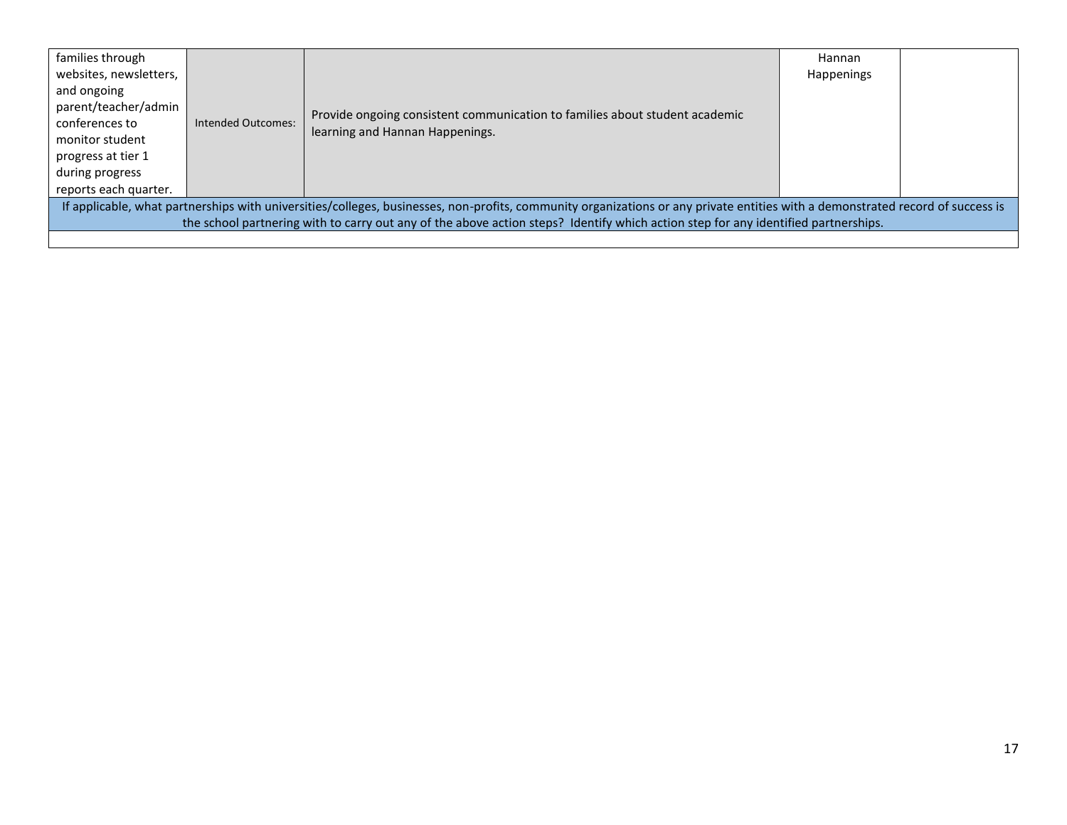| | | | | |
|---|---|---|---|---|
| families through websites, newsletters, and ongoing parent/teacher/admin conferences to monitor student progress at tier 1 during progress reports each quarter. | Intended Outcomes: | Provide ongoing consistent communication to families about student academic learning and Hannan Happenings. | Hannan Happenings | |
| If applicable, what partnerships with universities/colleges, businesses, non-profits, community organizations or any private entities with a demonstrated record of success is the school partnering with to carry out any of the above action steps? Identify which action step for any identified partnerships. | | | | |
| | | | | |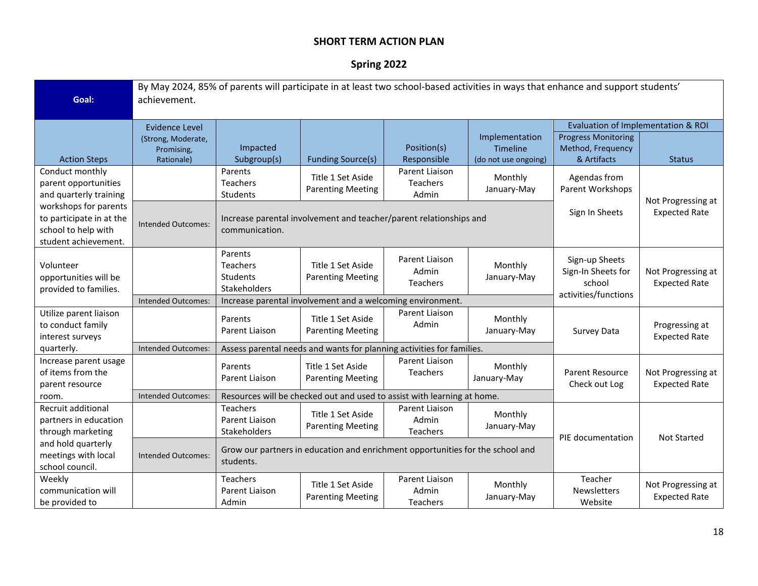## SHORT TERM ACTION PLAN

## Spring 2022

| **Goal:** | By May 2024, 85% of parents will participate in at least two school-based activities in ways that enhance and support students' achievement. | | | | | | |
|---|---|---|---|---|---|---|---|
| Action Steps | Evidence Level (Strong, Moderate, Promising, Rationale) | Impacted Subgroup(s) | Funding Source(s) | Position(s) Responsible | Implementation Timeline (do not use ongoing) | Evaluation of Implementation & ROI: Progress Monitoring Method, Frequency & Artifacts | Evaluation of Implementation & ROI: Status |
| Conduct monthly parent opportunities and quarterly training workshops for parents to participate in at the school to help with student achievement. | | Parents<br>Teachers<br>Students | Title 1 Set Aside Parenting Meeting | Parent Liaison<br>Teachers<br>Admin | Monthly January-May | Agendas from Parent Workshops<br><br>Sign In Sheets | Not Progressing at Expected Rate |
| | Intended Outcomes: | Increase parental involvement and teacher/parent relationships and communication. | | | | | |
| Volunteer opportunities will be provided to families. | | Parents<br>Teachers<br>Students<br>Stakeholders | Title 1 Set Aside Parenting Meeting | Parent Liaison<br>Admin<br>Teachers | Monthly January-May | Sign-up Sheets<br>Sign-In Sheets for school activities/functions | Not Progressing at Expected Rate |
| | Intended Outcomes: | Increase parental involvement and a welcoming environment. | | | | | |
| Utilize parent liaison to conduct family interest surveys quarterly. | | Parents<br>Parent Liaison | Title 1 Set Aside Parenting Meeting | Parent Liaison<br>Admin | Monthly January-May | Survey Data | Progressing at Expected Rate |
| | Intended Outcomes: | Assess parental needs and wants for planning activities for families. | | | | | |
| Increase parent usage of items from the parent resource room. | | Parents<br>Parent Liaison | Title 1 Set Aside Parenting Meeting | Parent Liaison<br>Teachers | Monthly January-May | Parent Resource Check out Log | Not Progressing at Expected Rate |
| | Intended Outcomes: | Resources will be checked out and used to assist with learning at home. | | | | | |
| Recruit additional partners in education through marketing and hold quarterly meetings with local school council. | | Teachers<br>Parent Liaison<br>Stakeholders | Title 1 Set Aside Parenting Meeting | Parent Liaison<br>Admin<br>Teachers | Monthly January-May | PIE documentation | Not Started |
| | Intended Outcomes: | Grow our partners in education and enrichment opportunities for the school and students. | | | | | |
| Weekly communication will be provided to | | Teachers<br>Parent Liaison<br>Admin | Title 1 Set Aside Parenting Meeting | Parent Liaison<br>Admin<br>Teachers | Monthly January-May | Teacher Newsletters Website | Not Progressing at Expected Rate |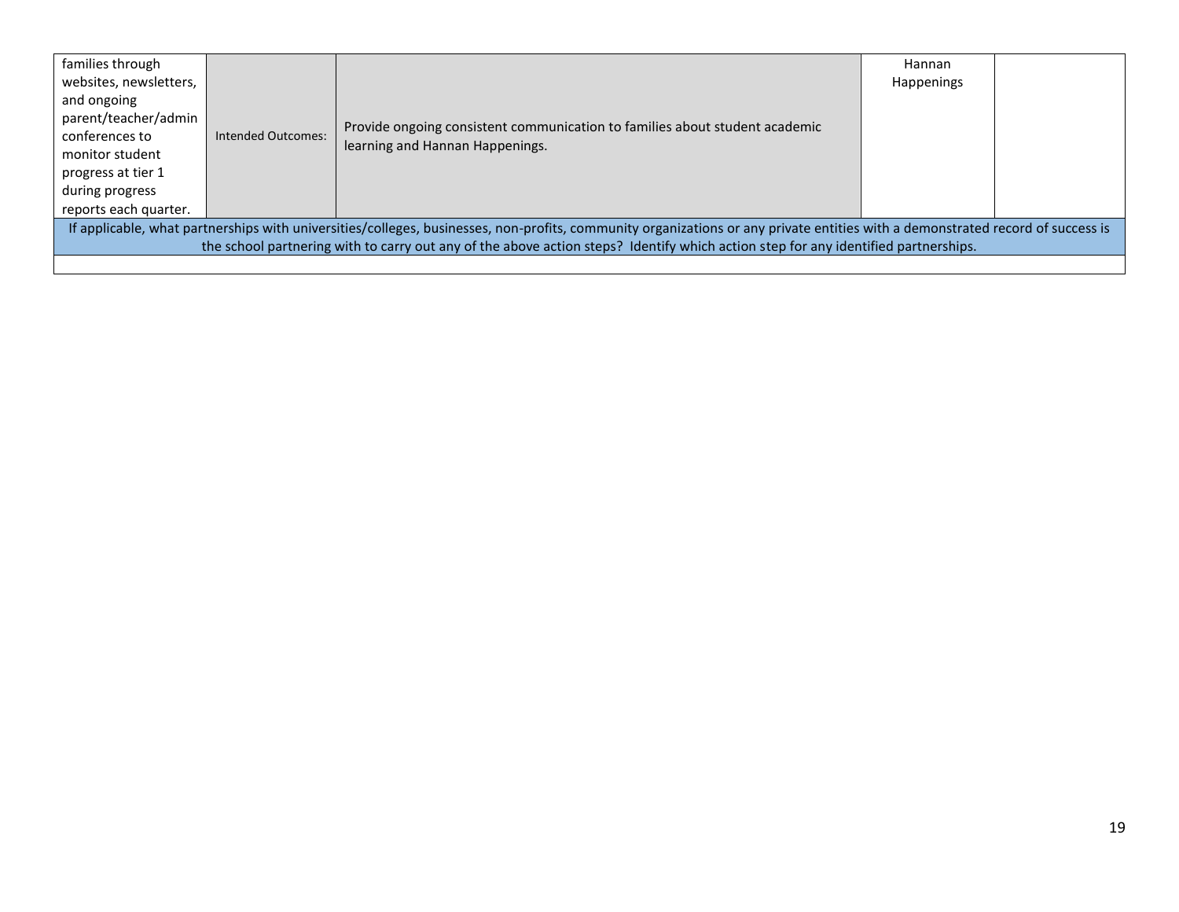| | | | | |
|---|---|---|---|---|
| families through websites, newsletters, and ongoing parent/teacher/admin conferences to monitor student progress at tier 1 during progress reports each quarter. | Intended Outcomes: | Provide ongoing consistent communication to families about student academic learning and Hannan Happenings. | Hannan Happenings | |
| If applicable, what partnerships with universities/colleges, businesses, non-profits, community organizations or any private entities with a demonstrated record of success is the school partnering with to carry out any of the above action steps? Identify which action step for any identified partnerships. | | | | |
| | | | | |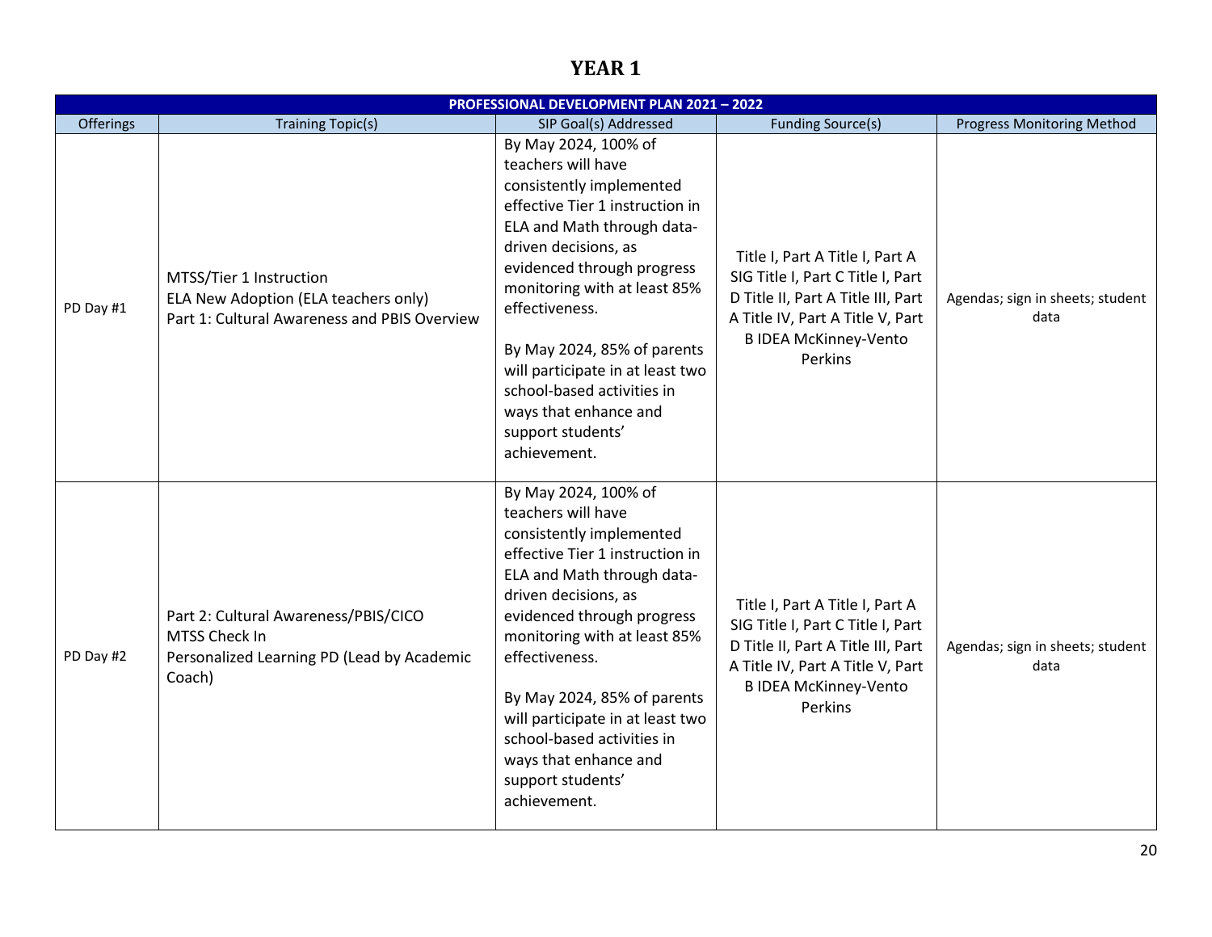# YEAR 1

| PROFESSIONAL DEVELOPMENT PLAN 2021 – 2022 | | | | |
|---|---|---|---|---|
| Offerings | Training Topic(s) | SIP Goal(s) Addressed | Funding Source(s) | Progress Monitoring Method |
| PD Day #1 | MTSS/Tier 1 Instruction<br>ELA New Adoption (ELA teachers only)<br>Part 1: Cultural Awareness and PBIS Overview | By May 2024, 100% of teachers will have consistently implemented effective Tier 1 instruction in ELA and Math through data-driven decisions, as evidenced through progress monitoring with at least 85% effectiveness.<br><br>By May 2024, 85% of parents will participate in at least two school-based activities in ways that enhance and support students' achievement. | Title I, Part A Title I, Part A SIG Title I, Part C Title I, Part D Title II, Part A Title III, Part A Title IV, Part A Title V, Part B IDEA McKinney-Vento Perkins | Agendas; sign in sheets; student data |
| PD Day #2 | Part 2: Cultural Awareness/PBIS/CICO<br>MTSS Check In<br>Personalized Learning PD (Lead by Academic Coach) | By May 2024, 100% of teachers will have consistently implemented effective Tier 1 instruction in ELA and Math through data-driven decisions, as evidenced through progress monitoring with at least 85% effectiveness.<br><br>By May 2024, 85% of parents will participate in at least two school-based activities in ways that enhance and support students' achievement. | Title I, Part A Title I, Part A SIG Title I, Part C Title I, Part D Title II, Part A Title III, Part A Title IV, Part A Title V, Part B IDEA McKinney-Vento Perkins | Agendas; sign in sheets; student data |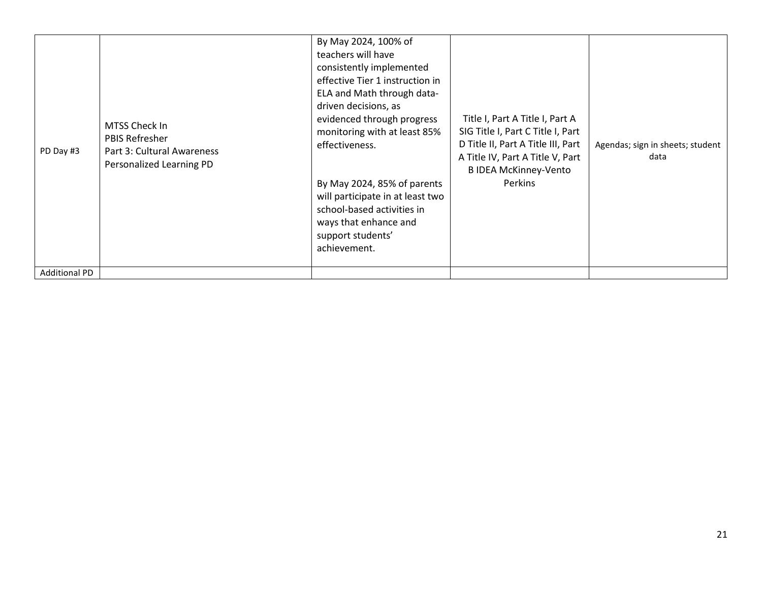| | | | | |
|---|---|---|---|---|
| PD Day #3 | MTSS Check In<br>PBIS Refresher<br>Part 3: Cultural Awareness<br>Personalized Learning PD | By May 2024, 100% of teachers will have consistently implemented effective Tier 1 instruction in ELA and Math through data-driven decisions, as evidenced through progress monitoring with at least 85% effectiveness.<br><br>By May 2024, 85% of parents will participate in at least two school-based activities in ways that enhance and support students' achievement. | Title I, Part A Title I, Part A SIG Title I, Part C Title I, Part D Title II, Part A Title III, Part A Title IV, Part A Title V, Part B IDEA McKinney-Vento Perkins | Agendas; sign in sheets; student data |
| Additional PD | | | | |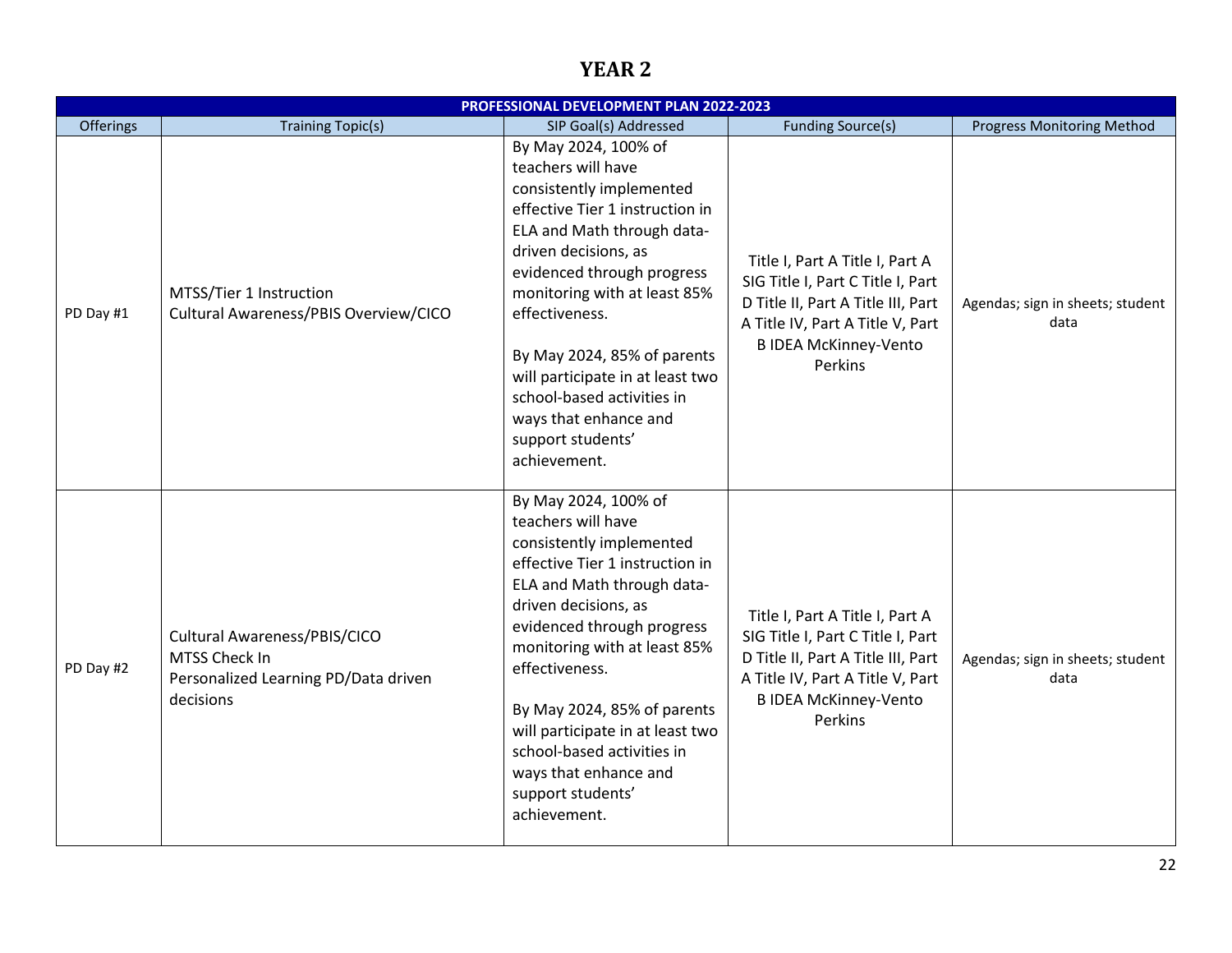# YEAR 2

| PROFESSIONAL DEVELOPMENT PLAN 2022-2023 | | | | |
|---|---|---|---|---|
| Offerings | Training Topic(s) | SIP Goal(s) Addressed | Funding Source(s) | Progress Monitoring Method |
| PD Day #1 | MTSS/Tier 1 Instruction<br>Cultural Awareness/PBIS Overview/CICO | By May 2024, 100% of teachers will have consistently implemented effective Tier 1 instruction in ELA and Math through data-driven decisions, as evidenced through progress monitoring with at least 85% effectiveness.<br><br>By May 2024, 85% of parents will participate in at least two school-based activities in ways that enhance and support students' achievement. | Title I, Part A Title I, Part A SIG Title I, Part C Title I, Part D Title II, Part A Title III, Part A Title IV, Part A Title V, Part B IDEA McKinney-Vento Perkins | Agendas; sign in sheets; student data |
| PD Day #2 | Cultural Awareness/PBIS/CICO<br>MTSS Check In<br>Personalized Learning PD/Data driven decisions | By May 2024, 100% of teachers will have consistently implemented effective Tier 1 instruction in ELA and Math through data-driven decisions, as evidenced through progress monitoring with at least 85% effectiveness.<br><br>By May 2024, 85% of parents will participate in at least two school-based activities in ways that enhance and support students' achievement. | Title I, Part A Title I, Part A SIG Title I, Part C Title I, Part D Title II, Part A Title III, Part A Title IV, Part A Title V, Part B IDEA McKinney-Vento Perkins | Agendas; sign in sheets; student data |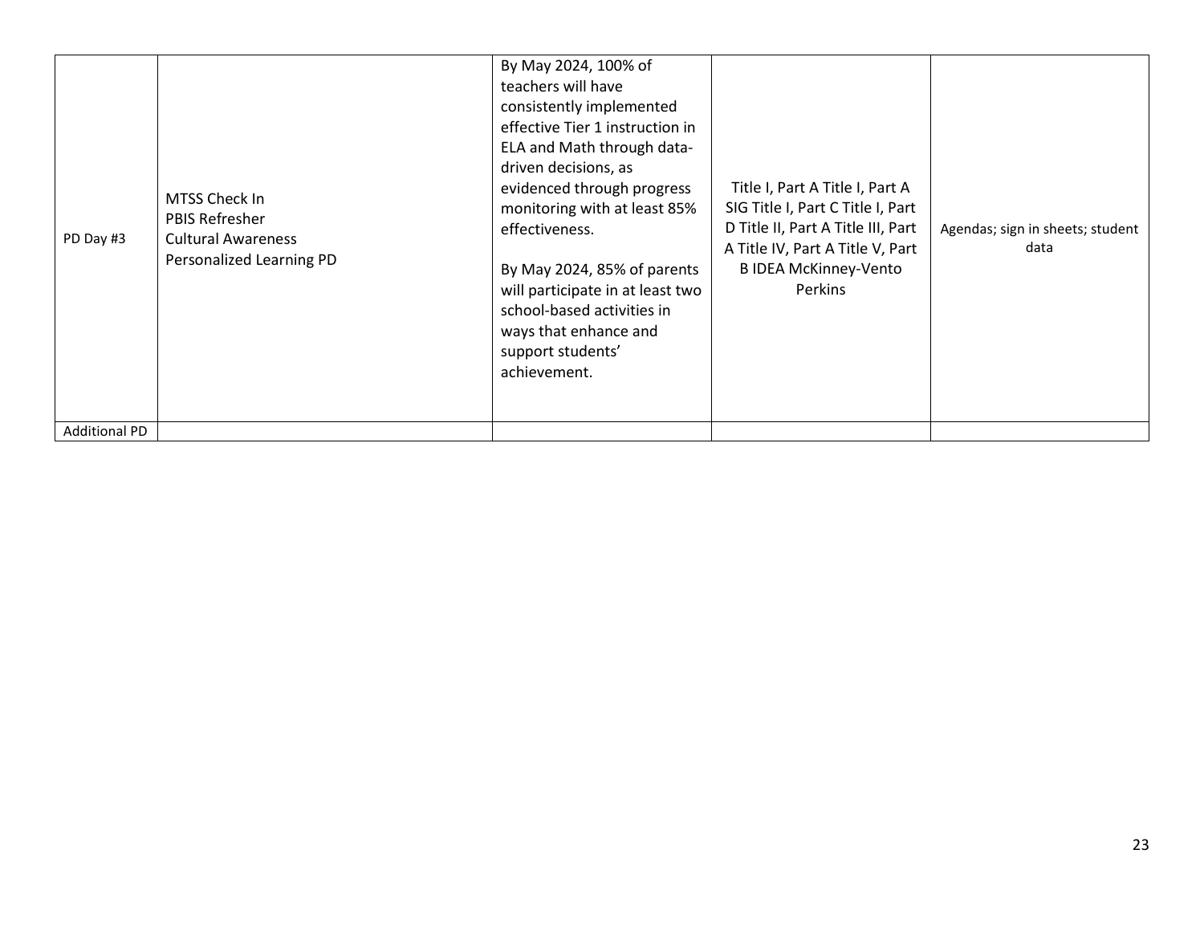| | | | | |
|---|---|---|---|---|
| PD Day #3 | MTSS Check In<br>PBIS Refresher<br>Cultural Awareness<br>Personalized Learning PD | By May 2024, 100% of teachers will have consistently implemented effective Tier 1 instruction in ELA and Math through data-driven decisions, as evidenced through progress monitoring with at least 85% effectiveness.<br><br>By May 2024, 85% of parents will participate in at least two school-based activities in ways that enhance and support students' achievement. | Title I, Part A Title I, Part A SIG Title I, Part C Title I, Part D Title II, Part A Title III, Part A Title IV, Part A Title V, Part B IDEA McKinney-Vento Perkins | Agendas; sign in sheets; student data |
| Additional PD | | | | |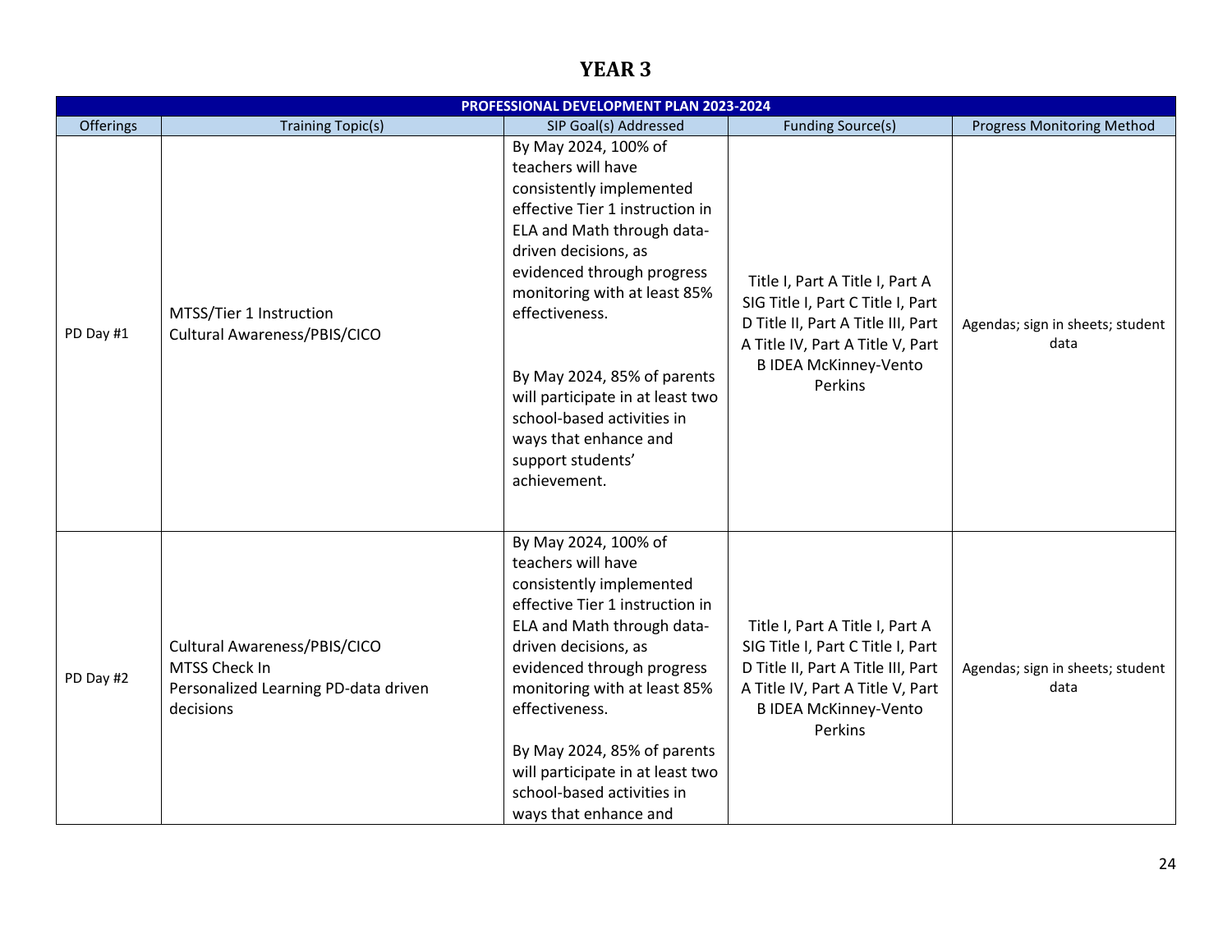# YEAR 3

| PROFESSIONAL DEVELOPMENT PLAN 2023-2024 | | | | |
|---|---|---|---|---|
| Offerings | Training Topic(s) | SIP Goal(s) Addressed | Funding Source(s) | Progress Monitoring Method |
| PD Day #1 | MTSS/Tier 1 Instruction<br>Cultural Awareness/PBIS/CICO | By May 2024, 100% of teachers will have consistently implemented effective Tier 1 instruction in ELA and Math through data-driven decisions, as evidenced through progress monitoring with at least 85% effectiveness.<br><br>By May 2024, 85% of parents will participate in at least two school-based activities in ways that enhance and support students' achievement. | Title I, Part A Title I, Part A SIG Title I, Part C Title I, Part D Title II, Part A Title III, Part A Title IV, Part A Title V, Part B IDEA McKinney-Vento Perkins | Agendas; sign in sheets; student data |
| PD Day #2 | Cultural Awareness/PBIS/CICO<br>MTSS Check In<br>Personalized Learning PD-data driven decisions | By May 2024, 100% of teachers will have consistently implemented effective Tier 1 instruction in ELA and Math through data-driven decisions, as evidenced through progress monitoring with at least 85% effectiveness.<br><br>By May 2024, 85% of parents will participate in at least two school-based activities in ways that enhance and | Title I, Part A Title I, Part A SIG Title I, Part C Title I, Part D Title II, Part A Title III, Part A Title IV, Part A Title V, Part B IDEA McKinney-Vento Perkins | Agendas; sign in sheets; student data |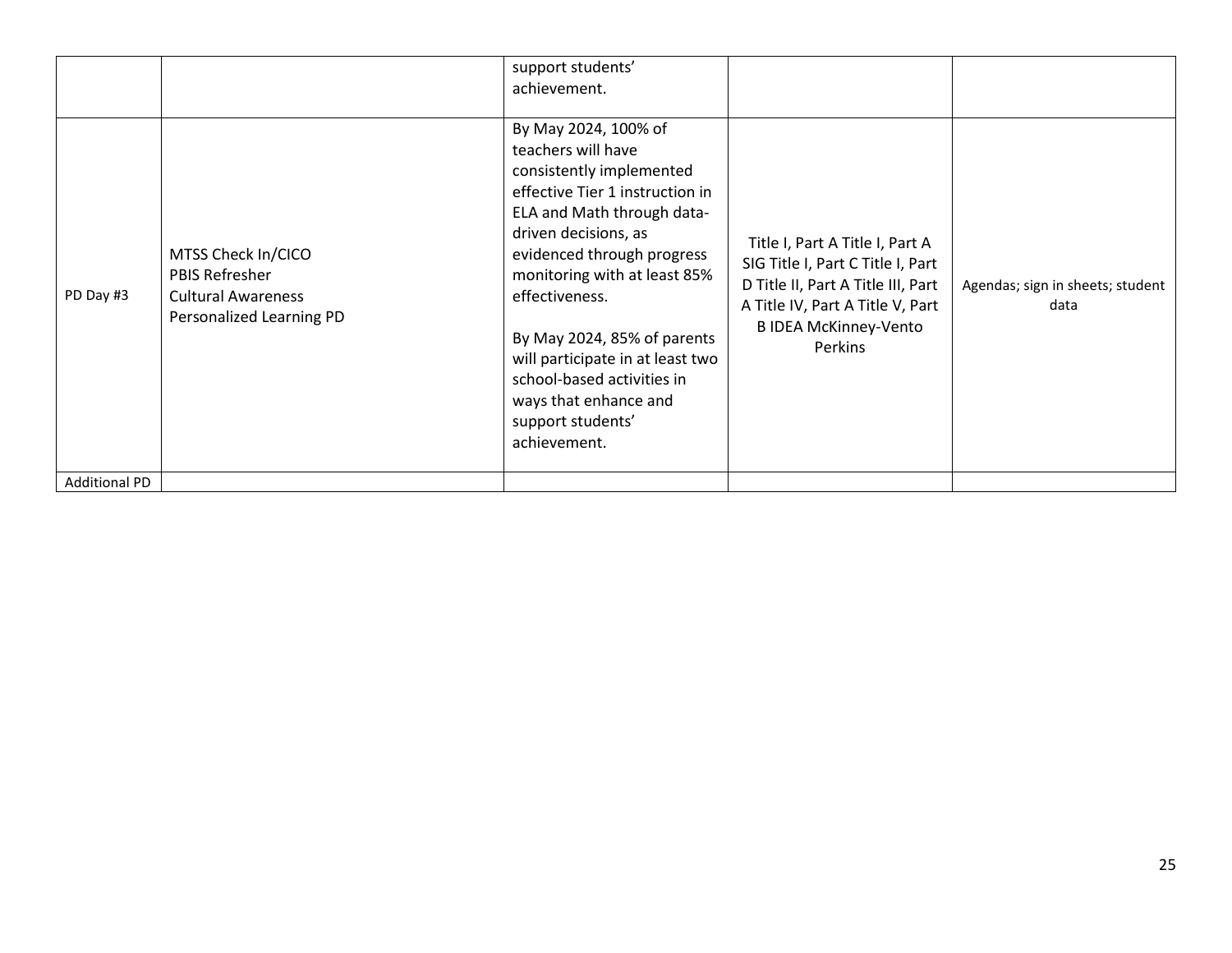| | | | | |
|---|---|---|---|---|
| | | support students' achievement. | | |
| PD Day #3 | MTSS Check In/CICO<br>PBIS Refresher<br>Cultural Awareness<br>Personalized Learning PD | By May 2024, 100% of teachers will have consistently implemented effective Tier 1 instruction in ELA and Math through data-driven decisions, as evidenced through progress monitoring with at least 85% effectiveness.<br><br>By May 2024, 85% of parents will participate in at least two school-based activities in ways that enhance and support students' achievement. | Title I, Part A Title I, Part A SIG Title I, Part C Title I, Part D Title II, Part A Title III, Part A Title IV, Part A Title V, Part B IDEA McKinney-Vento Perkins | Agendas; sign in sheets; student data |
| Additional PD | | | | |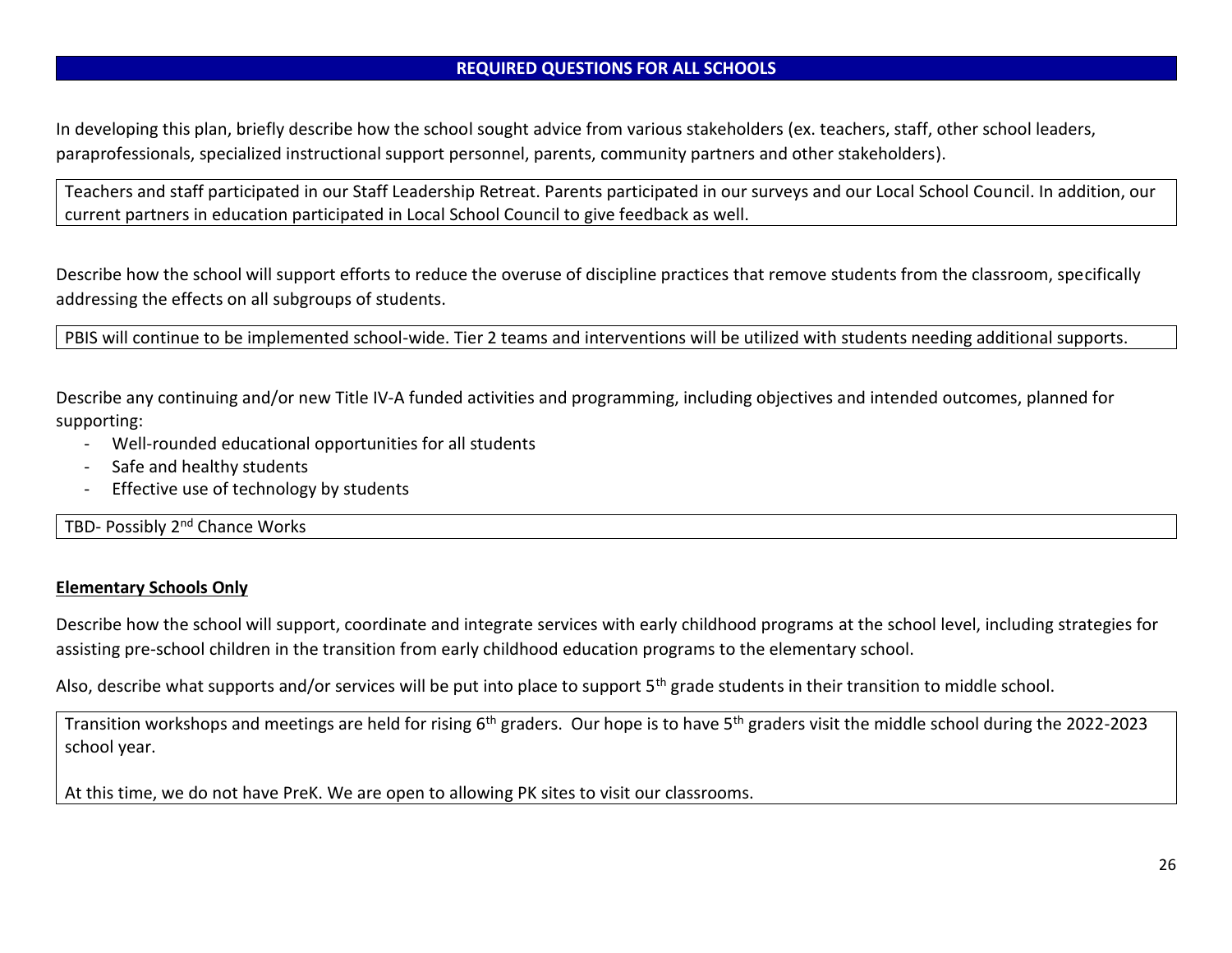## REQUIRED QUESTIONS FOR ALL SCHOOLS

In developing this plan, briefly describe how the school sought advice from various stakeholders (ex. teachers, staff, other school leaders, paraprofessionals, specialized instructional support personnel, parents, community partners and other stakeholders).

Teachers and staff participated in our Staff Leadership Retreat. Parents participated in our surveys and our Local School Council. In addition, our current partners in education participated in Local School Council to give feedback as well.

Describe how the school will support efforts to reduce the overuse of discipline practices that remove students from the classroom, specifically addressing the effects on all subgroups of students.

PBIS will continue to be implemented school-wide. Tier 2 teams and interventions will be utilized with students needing additional supports.

Describe any continuing and/or new Title IV-A funded activities and programming, including objectives and intended outcomes, planned for supporting:

- Well-rounded educational opportunities for all students
- Safe and healthy students
- Effective use of technology by students

TBD- Possibly 2nd Chance Works

**Elementary Schools Only**

Describe how the school will support, coordinate and integrate services with early childhood programs at the school level, including strategies for assisting pre-school children in the transition from early childhood education programs to the elementary school.

Also, describe what supports and/or services will be put into place to support 5th grade students in their transition to middle school.

Transition workshops and meetings are held for rising 6th graders. Our hope is to have 5th graders visit the middle school during the 2022-2023 school year.

At this time, we do not have PreK. We are open to allowing PK sites to visit our classrooms.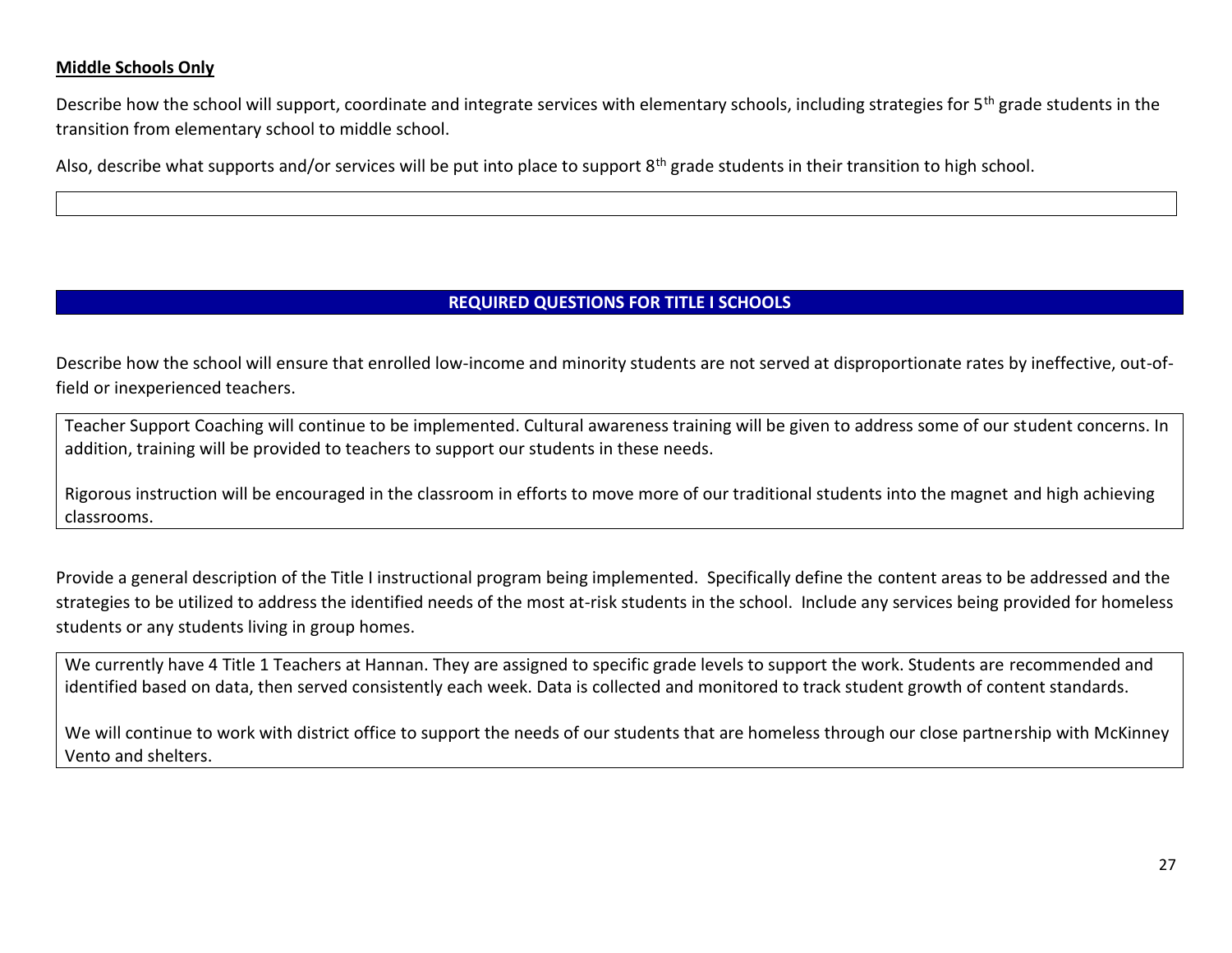**Middle Schools Only**

Describe how the school will support, coordinate and integrate services with elementary schools, including strategies for 5th grade students in the transition from elementary school to middle school.

Also, describe what supports and/or services will be put into place to support 8th grade students in their transition to high school.

## REQUIRED QUESTIONS FOR TITLE I SCHOOLS

Describe how the school will ensure that enrolled low-income and minority students are not served at disproportionate rates by ineffective, out-of-field or inexperienced teachers.

Teacher Support Coaching will continue to be implemented. Cultural awareness training will be given to address some of our student concerns. In addition, training will be provided to teachers to support our students in these needs.

Rigorous instruction will be encouraged in the classroom in efforts to move more of our traditional students into the magnet and high achieving classrooms.

Provide a general description of the Title I instructional program being implemented. Specifically define the content areas to be addressed and the strategies to be utilized to address the identified needs of the most at-risk students in the school. Include any services being provided for homeless students or any students living in group homes.

We currently have 4 Title 1 Teachers at Hannan. They are assigned to specific grade levels to support the work. Students are recommended and identified based on data, then served consistently each week. Data is collected and monitored to track student growth of content standards.

We will continue to work with district office to support the needs of our students that are homeless through our close partnership with McKinney Vento and shelters.